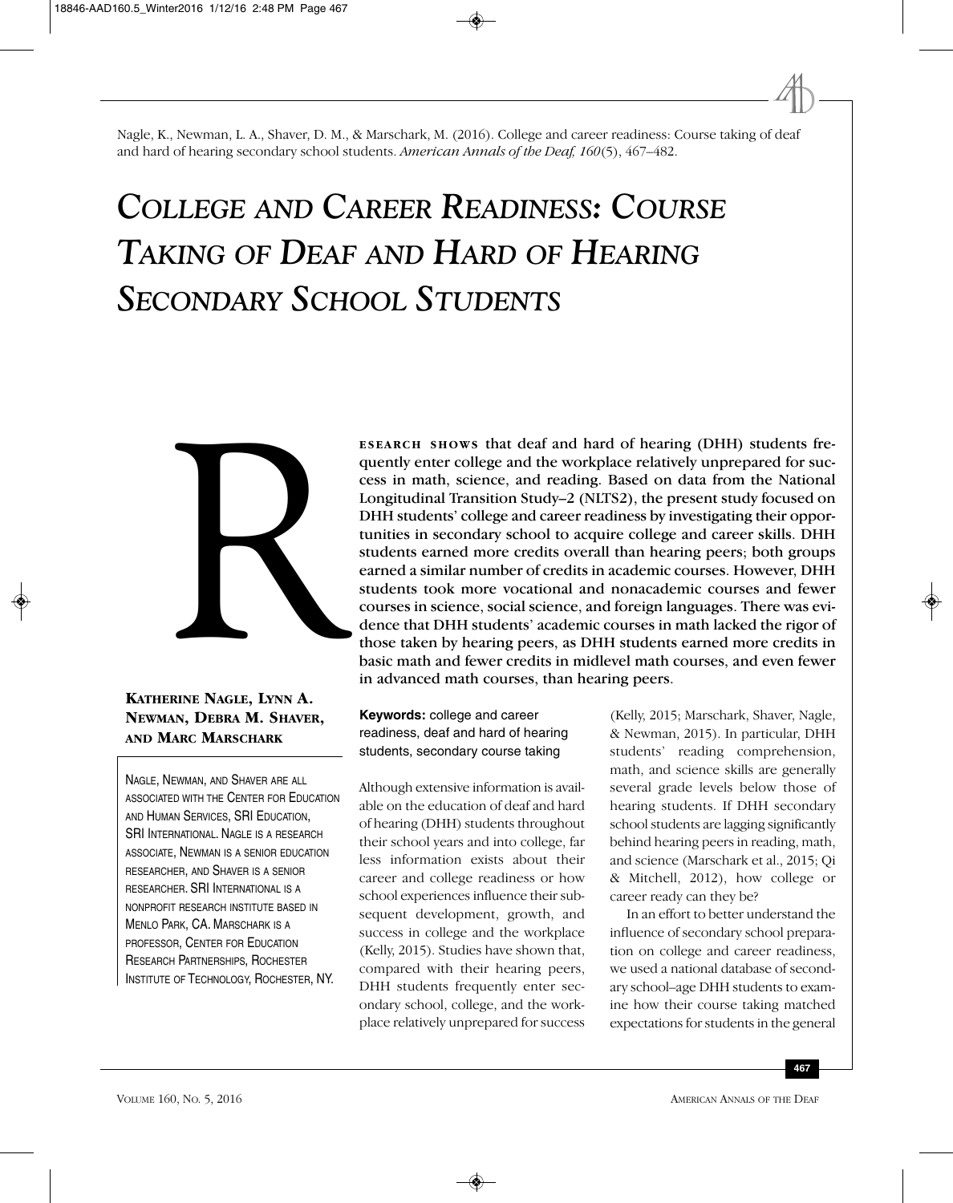Nagle, K., Newman, L. A., Shaver, D. M., & Marschark, M. (2016). College and career readiness: Course taking of deaf and hard of hearing secondary school students. *American Annals of the Deaf, 160*(5), 467–482.

# *College and Career Readiness: Course Taking of Deaf and Hard of Hearing Secondary School Students*

**Research shows that deaf and hard of hearing (DHH) students frequently enter college and the workplace relatively unprepared for success in math, science, and reading. Based on data from the National Longitudinal Transition Study–2 (NLTS2), the present study focused on DHH students' college and career readiness by investigating their opportunities in secondary school to acquire college and career skills. DHH students earned more credits overall than hearing peers; both groups earned a similar number of credits in academic courses. However, DHH students took more vocational and nonacademic courses and fewer courses in science, social science, and foreign languages. There was evidence that DHH students' academic courses in math lacked the rigor of those taken by hearing peers, as DHH students earned more credits in basic math and fewer credits in midlevel math courses, and even fewer in advanced math courses, than hearing peers.**

**Katherine Nagle, Lynn A. Newman, Debra M. Shaver, and Marc Marschark**

Nagle, Newman, and Shaver are all associated with the Center for Education and Human Services, SRI Education, SRI International. Nagle is a research associate, Newman is a senior education researcher, and Shaver is a senior researcher. SRI International is a nonprofit research institute based in Menlo Park, CA. Marschark is a professor, Center for Education Research Partnerships, Rochester Institute of Technology, Rochester, NY.

**Keywords:** college and career readiness, deaf and hard of hearing students, secondary course taking

Although extensive information is available on the education of deaf and hard of hearing (DHH) students throughout their school years and into college, far less information exists about their career and college readiness or how school experiences influence their subsequent development, growth, and success in college and the workplace (Kelly, 2015). Studies have shown that, compared with their hearing peers, DHH students frequently enter secondary school, college, and the workplace relatively unprepared for success (Kelly, 2015; Marschark, Shaver, Nagle, & Newman, 2015). In particular, DHH students' reading comprehension, math, and science skills are generally several grade levels below those of hearing students. If DHH secondary school students are lagging significantly behind hearing peers in reading, math, and science (Marschark et al., 2015; Qi & Mitchell, 2012), how college or career ready can they be?

In an effort to better understand the influence of secondary school preparation on college and career readiness, we used a national database of secondary school–age DHH students to examine how their course taking matched expectations for students in the general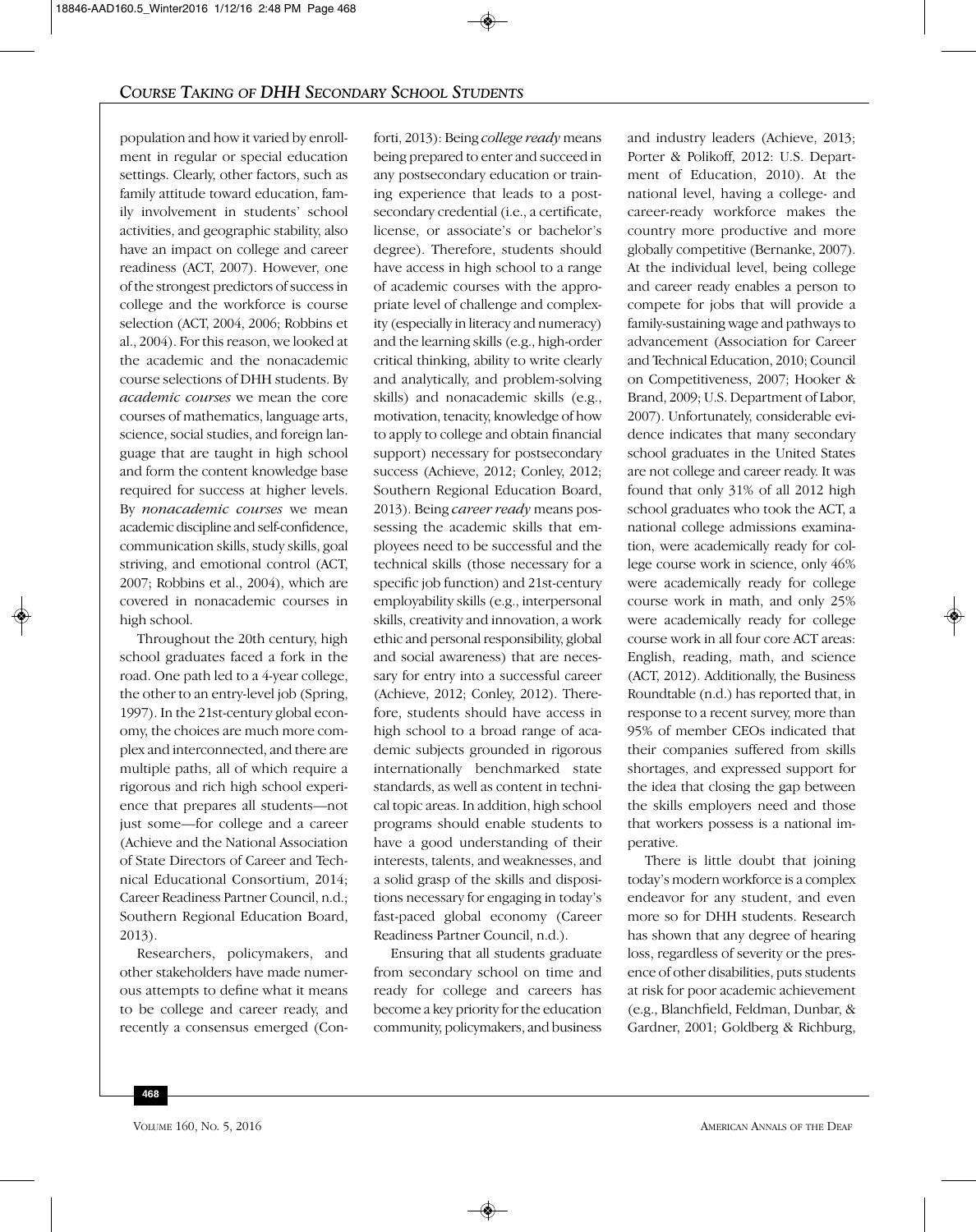population and how it varied by enrollment in regular or special education settings. Clearly, other factors, such as family attitude toward education, family involvement in students' school activities, and geographic stability, also have an impact on college and career readiness (ACT, 2007). However, one of the strongest predictors of success in college and the workforce is course selection (ACT, 2004, 2006; Robbins et al., 2004). For this reason, we looked at the academic and the nonacademic course selections of DHH students. By *academic courses* we mean the core courses of mathematics, language arts, science, social studies, and foreign language that are taught in high school and form the content knowledge base required for success at higher levels. By *nonacademic courses* we mean academic discipline and self-confidence, communication skills, study skills, goal striving, and emotional control (ACT, 2007; Robbins et al., 2004), which are covered in nonacademic courses in high school.

Throughout the 20th century, high school graduates faced a fork in the road. One path led to a 4-year college, the other to an entry-level job (Spring, 1997). In the 21st-century global economy, the choices are much more complex and interconnected, and there are multiple paths, all of which require a rigorous and rich high school experience that prepares all students—not just some—for college and a career (Achieve and the National Association of State Directors of Career and Technical Educational Consortium, 2014; Career Readiness Partner Council, n.d.; Southern Regional Education Board, 2013).

Researchers, policymakers, and other stakeholders have made numerous attempts to define what it means to be college and career ready, and recently a consensus emerged (Conforti, 2013): Being *college ready* means being prepared to enter and succeed in any postsecondary education or training experience that leads to a postsecondary credential (i.e., a certificate, license, or associate's or bachelor's degree). Therefore, students should have access in high school to a range of academic courses with the appropriate level of challenge and complexity (especially in literacy and numeracy) and the learning skills (e.g., high-order critical thinking, ability to write clearly and analytically, and problem-solving skills) and nonacademic skills (e.g., motivation, tenacity, knowledge of how to apply to college and obtain financial support) necessary for postsecondary success (Achieve, 2012; Conley, 2012; Southern Regional Education Board, 2013). Being *career ready* means possessing the academic skills that employees need to be successful and the technical skills (those necessary for a specific job function) and 21st-century employability skills (e.g., interpersonal skills, creativity and innovation, a work ethic and personal responsibility, global and social awareness) that are necessary for entry into a successful career (Achieve, 2012; Conley, 2012). Therefore, students should have access in high school to a broad range of academic subjects grounded in rigorous internationally benchmarked state standards, as well as content in technical topic areas. In addition, high school programs should enable students to have a good understanding of their interests, talents, and weaknesses, and a solid grasp of the skills and dispositions necessary for engaging in today's fast-paced global economy (Career Readiness Partner Council, n.d.).

Ensuring that all students graduate from secondary school on time and ready for college and careers has become a key priority for the education community, policymakers, and business and industry leaders (Achieve, 2013; Porter & Polikoff, 2012: U.S. Department of Education, 2010). At the national level, having a college- and career-ready workforce makes the country more productive and more globally competitive (Bernanke, 2007). At the individual level, being college and career ready enables a person to compete for jobs that will provide a family-sustaining wage and pathways to advancement (Association for Career and Technical Education, 2010; Council on Competitiveness, 2007; Hooker & Brand, 2009; U.S. Department of Labor, 2007). Unfortunately, considerable evidence indicates that many secondary school graduates in the United States are not college and career ready. It was found that only 31% of all 2012 high school graduates who took the ACT, a national college admissions examination, were academically ready for college course work in science, only 46% were academically ready for college course work in math, and only 25% were academically ready for college course work in all four core ACT areas: English, reading, math, and science (ACT, 2012). Additionally, the Business Roundtable (n.d.) has reported that, in response to a recent survey, more than 95% of member CEOs indicated that their companies suffered from skills shortages, and expressed support for the idea that closing the gap between the skills employers need and those that workers possess is a national imperative.

There is little doubt that joining today's modern workforce is a complex endeavor for any student, and even more so for DHH students. Research has shown that any degree of hearing loss, regardless of severity or the presence of other disabilities, puts students at risk for poor academic achievement (e.g., Blanchfield, Feldman, Dunbar, & Gardner, 2001; Goldberg & Richburg,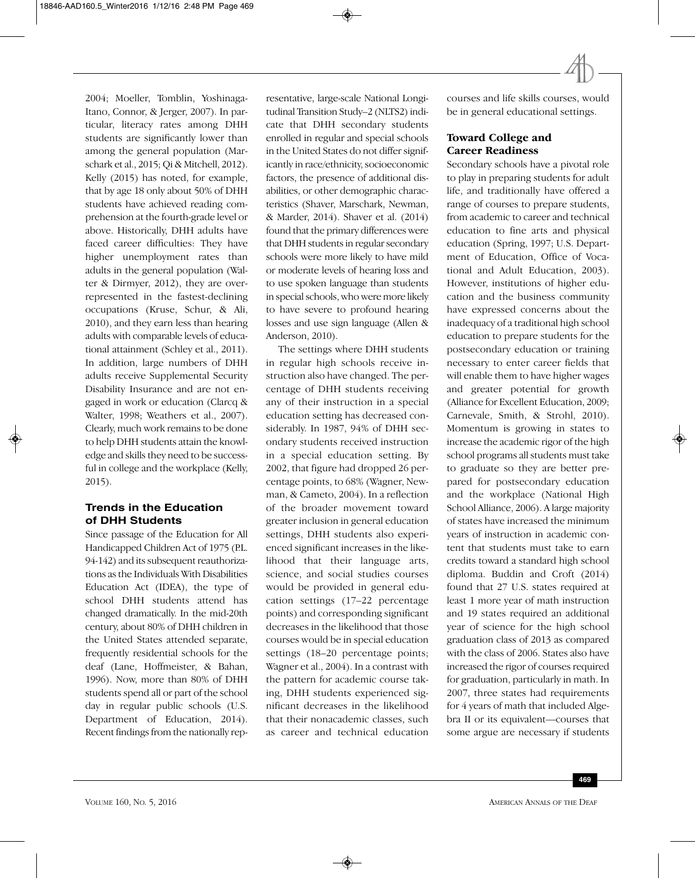2004; Moeller, Tomblin, Yoshinaga-Itano, Connor, & Jerger, 2007). In particular, literacy rates among DHH students are significantly lower than among the general population (Marschark et al., 2015; Qi & Mitchell, 2012). Kelly (2015) has noted, for example, that by age 18 only about 50% of DHH students have achieved reading comprehension at the fourth-grade level or above. Historically, DHH adults have faced career difficulties: They have higher unemployment rates than adults in the general population (Walter & Dirmyer, 2012), they are overrepresented in the fastest-declining occupations (Kruse, Schur, & Ali, 2010), and they earn less than hearing adults with comparable levels of educational attainment (Schley et al., 2011). In addition, large numbers of DHH adults receive Supplemental Security Disability Insurance and are not engaged in work or education (Clarcq & Walter, 1998; Weathers et al., 2007). Clearly, much work remains to be done to help DHH students attain the knowledge and skills they need to be successful in college and the workplace (Kelly, 2015).

## Trends in the Education of DHH Students

Since passage of the Education for All Handicapped Children Act of 1975 (P.L. 94-142) and its subsequent reauthorizations as the Individuals With Disabilities Education Act (IDEA), the type of school DHH students attend has changed dramatically. In the mid-20th century, about 80% of DHH children in the United States attended separate, frequently residential schools for the deaf (Lane, Hoffmeister, & Bahan, 1996). Now, more than 80% of DHH students spend all or part of the school day in regular public schools (U.S. Department of Education, 2014). Recent findings from the nationally representative, large-scale National Longitudinal Transition Study–2 (NLTS2) indicate that DHH secondary students enrolled in regular and special schools in the United States do not differ significantly in race/ethnicity, socioeconomic factors, the presence of additional disabilities, or other demographic characteristics (Shaver, Marschark, Newman, & Marder, 2014). Shaver et al. (2014) found that the primary differences were that DHH students in regular secondary schools were more likely to have mild or moderate levels of hearing loss and to use spoken language than students in special schools, who were more likely to have severe to profound hearing losses and use sign language (Allen & Anderson, 2010).

The settings where DHH students in regular high schools receive instruction also have changed. The percentage of DHH students receiving any of their instruction in a special education setting has decreased considerably. In 1987, 94% of DHH secondary students received instruction in a special education setting. By 2002, that figure had dropped 26 percentage points, to 68% (Wagner, Newman, & Cameto, 2004). In a reflection of the broader movement toward greater inclusion in general education settings, DHH students also experienced significant increases in the likelihood that their language arts, science, and social studies courses would be provided in general education settings (17–22 percentage points) and corresponding significant decreases in the likelihood that those courses would be in special education settings (18–20 percentage points; Wagner et al., 2004). In a contrast with the pattern for academic course taking, DHH students experienced significant decreases in the likelihood that their nonacademic classes, such as career and technical education courses and life skills courses, would be in general educational settings.

## Toward College and Career Readiness

Secondary schools have a pivotal role to play in preparing students for adult life, and traditionally have offered a range of courses to prepare students, from academic to career and technical education to fine arts and physical education (Spring, 1997; U.S. Department of Education, Office of Vocational and Adult Education, 2003). However, institutions of higher education and the business community have expressed concerns about the inadequacy of a traditional high school education to prepare students for the postsecondary education or training necessary to enter career fields that will enable them to have higher wages and greater potential for growth (Alliance for Excellent Education, 2009; Carnevale, Smith, & Strohl, 2010). Momentum is growing in states to increase the academic rigor of the high school programs all students must take to graduate so they are better prepared for postsecondary education and the workplace (National High School Alliance, 2006). A large majority of states have increased the minimum years of instruction in academic content that students must take to earn credits toward a standard high school diploma. Buddin and Croft (2014) found that 27 U.S. states required at least 1 more year of math instruction and 19 states required an additional year of science for the high school graduation class of 2013 as compared with the class of 2006. States also have increased the rigor of courses required for graduation, particularly in math. In 2007, three states had requirements for 4 years of math that included Algebra II or its equivalent—courses that some argue are necessary if students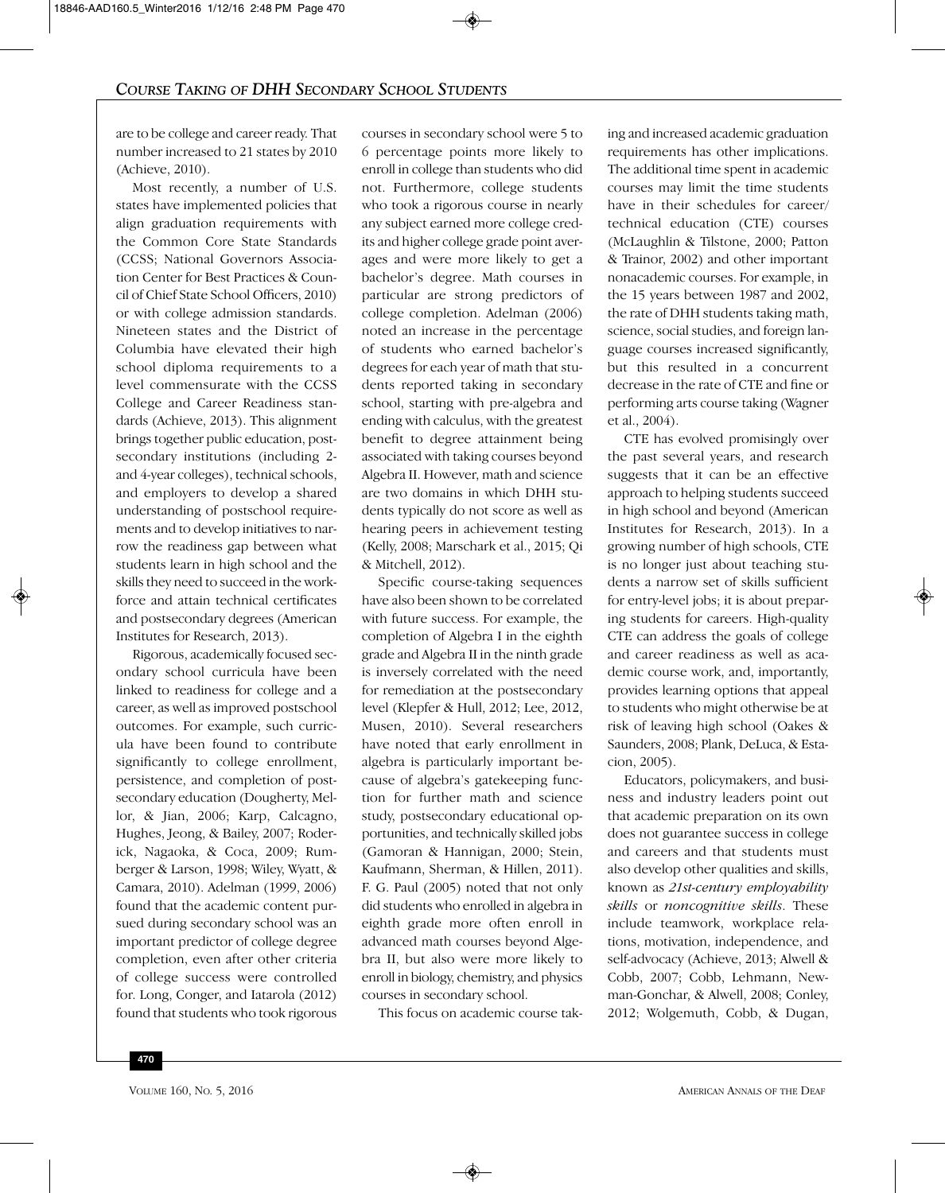are to be college and career ready. That number increased to 21 states by 2010 (Achieve, 2010).

Most recently, a number of U.S. states have implemented policies that align graduation requirements with the Common Core State Standards (CCSS; National Governors Association Center for Best Practices & Council of Chief State School Officers, 2010) or with college admission standards. Nineteen states and the District of Columbia have elevated their high school diploma requirements to a level commensurate with the CCSS College and Career Readiness standards (Achieve, 2013). This alignment brings together public education, postsecondary institutions (including 2- and 4-year colleges), technical schools, and employers to develop a shared understanding of postschool requirements and to develop initiatives to narrow the readiness gap between what students learn in high school and the skills they need to succeed in the workforce and attain technical certificates and postsecondary degrees (American Institutes for Research, 2013).

Rigorous, academically focused secondary school curricula have been linked to readiness for college and a career, as well as improved postschool outcomes. For example, such curricula have been found to contribute significantly to college enrollment, persistence, and completion of postsecondary education (Dougherty, Mellor, & Jian, 2006; Karp, Calcagno, Hughes, Jeong, & Bailey, 2007; Roderick, Nagaoka, & Coca, 2009; Rumberger & Larson, 1998; Wiley, Wyatt, & Camara, 2010). Adelman (1999, 2006) found that the academic content pursued during secondary school was an important predictor of college degree completion, even after other criteria of college success were controlled for. Long, Conger, and Iatarola (2012) found that students who took rigorous courses in secondary school were 5 to 6 percentage points more likely to enroll in college than students who did not. Furthermore, college students who took a rigorous course in nearly any subject earned more college credits and higher college grade point averages and were more likely to get a bachelor's degree. Math courses in particular are strong predictors of college completion. Adelman (2006) noted an increase in the percentage of students who earned bachelor's degrees for each year of math that students reported taking in secondary school, starting with pre-algebra and ending with calculus, with the greatest benefit to degree attainment being associated with taking courses beyond Algebra II. However, math and science are two domains in which DHH students typically do not score as well as hearing peers in achievement testing (Kelly, 2008; Marschark et al., 2015; Qi & Mitchell, 2012).

Specific course-taking sequences have also been shown to be correlated with future success. For example, the completion of Algebra I in the eighth grade and Algebra II in the ninth grade is inversely correlated with the need for remediation at the postsecondary level (Klepfer & Hull, 2012; Lee, 2012, Musen, 2010). Several researchers have noted that early enrollment in algebra is particularly important because of algebra's gatekeeping function for further math and science study, postsecondary educational opportunities, and technically skilled jobs (Gamoran & Hannigan, 2000; Stein, Kaufmann, Sherman, & Hillen, 2011). F. G. Paul (2005) noted that not only did students who enrolled in algebra in eighth grade more often enroll in advanced math courses beyond Algebra II, but also were more likely to enroll in biology, chemistry, and physics courses in secondary school.

This focus on academic course taking and increased academic graduation requirements has other implications. The additional time spent in academic courses may limit the time students have in their schedules for career/technical education (CTE) courses (McLaughlin & Tilstone, 2000; Patton & Trainor, 2002) and other important nonacademic courses. For example, in the 15 years between 1987 and 2002, the rate of DHH students taking math, science, social studies, and foreign language courses increased significantly, but this resulted in a concurrent decrease in the rate of CTE and fine or performing arts course taking (Wagner et al., 2004).

CTE has evolved promisingly over the past several years, and research suggests that it can be an effective approach to helping students succeed in high school and beyond (American Institutes for Research, 2013). In a growing number of high schools, CTE is no longer just about teaching students a narrow set of skills sufficient for entry-level jobs; it is about preparing students for careers. High-quality CTE can address the goals of college and career readiness as well as academic course work, and, importantly, provides learning options that appeal to students who might otherwise be at risk of leaving high school (Oakes & Saunders, 2008; Plank, DeLuca, & Estacion, 2005).

Educators, policymakers, and business and industry leaders point out that academic preparation on its own does not guarantee success in college and careers and that students must also develop other qualities and skills, known as *21st-century employability skills* or *noncognitive skills.* These include teamwork, workplace relations, motivation, independence, and self-advocacy (Achieve, 2013; Alwell & Cobb, 2007; Cobb, Lehmann, Newman-Gonchar, & Alwell, 2008; Conley, 2012; Wolgemuth, Cobb, & Dugan,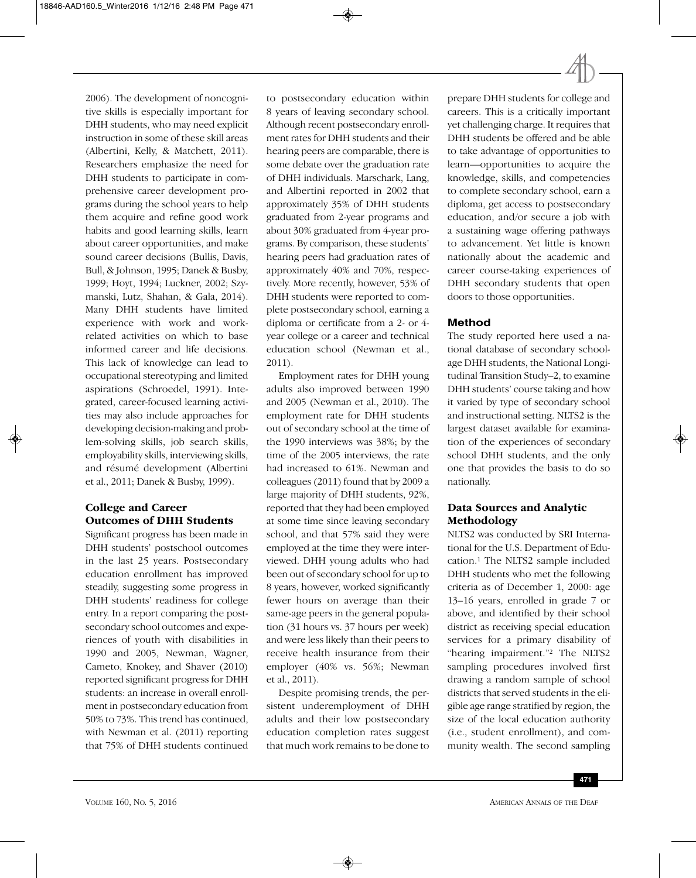2006). The development of noncognitive skills is especially important for DHH students, who may need explicit instruction in some of these skill areas (Albertini, Kelly, & Matchett, 2011). Researchers emphasize the need for DHH students to participate in comprehensive career development programs during the school years to help them acquire and refine good work habits and good learning skills, learn about career opportunities, and make sound career decisions (Bullis, Davis, Bull, & Johnson, 1995; Danek & Busby, 1999; Hoyt, 1994; Luckner, 2002; Szymanski, Lutz, Shahan, & Gala, 2014). Many DHH students have limited experience with work and work-related activities on which to base informed career and life decisions. This lack of knowledge can lead to occupational stereotyping and limited aspirations (Schroedel, 1991). Integrated, career-focused learning activities may also include approaches for developing decision-making and problem-solving skills, job search skills, employability skills, interviewing skills, and résumé development (Albertini et al., 2011; Danek & Busby, 1999).

### College and Career Outcomes of DHH Students

Significant progress has been made in DHH students' postschool outcomes in the last 25 years. Postsecondary education enrollment has improved steadily, suggesting some progress in DHH students' readiness for college entry. In a report comparing the postsecondary school outcomes and experiences of youth with disabilities in 1990 and 2005, Newman, Wagner, Cameto, Knokey, and Shaver (2010) reported significant progress for DHH students: an increase in overall enrollment in postsecondary education from 50% to 73%. This trend has continued, with Newman et al. (2011) reporting that 75% of DHH students continued to postsecondary education within 8 years of leaving secondary school. Although recent postsecondary enrollment rates for DHH students and their hearing peers are comparable, there is some debate over the graduation rate of DHH individuals. Marschark, Lang, and Albertini reported in 2002 that approximately 35% of DHH students graduated from 2-year programs and about 30% graduated from 4-year programs. By comparison, these students' hearing peers had graduation rates of approximately 40% and 70%, respectively. More recently, however, 53% of DHH students were reported to complete postsecondary school, earning a diploma or certificate from a 2- or 4-year college or a career and technical education school (Newman et al., 2011).

Employment rates for DHH young adults also improved between 1990 and 2005 (Newman et al., 2010). The employment rate for DHH students out of secondary school at the time of the 1990 interviews was 38%; by the time of the 2005 interviews, the rate had increased to 61%. Newman and colleagues (2011) found that by 2009 a large majority of DHH students, 92%, reported that they had been employed at some time since leaving secondary school, and that 57% said they were employed at the time they were interviewed. DHH young adults who had been out of secondary school for up to 8 years, however, worked significantly fewer hours on average than their same-age peers in the general population (31 hours vs. 37 hours per week) and were less likely than their peers to receive health insurance from their employer (40% vs. 56%; Newman et al., 2011).

Despite promising trends, the persistent underemployment of DHH adults and their low postsecondary education completion rates suggest that much work remains to be done to prepare DHH students for college and careers. This is a critically important yet challenging charge. It requires that DHH students be offered and be able to take advantage of opportunities to learn—opportunities to acquire the knowledge, skills, and competencies to complete secondary school, earn a diploma, get access to postsecondary education, and/or secure a job with a sustaining wage offering pathways to advancement. Yet little is known nationally about the academic and career course-taking experiences of DHH secondary students that open doors to those opportunities.

## Method

The study reported here used a national database of secondary school-age DHH students, the National Longitudinal Transition Study–2, to examine DHH students' course taking and how it varied by type of secondary school and instructional setting. NLTS2 is the largest dataset available for examination of the experiences of secondary school DHH students, and the only one that provides the basis to do so nationally.

### Data Sources and Analytic Methodology

NLTS2 was conducted by SRI International for the U.S. Department of Education.[1] The NLTS2 sample included DHH students who met the following criteria as of December 1, 2000: age 13–16 years, enrolled in grade 7 or above, and identified by their school district as receiving special education services for a primary disability of "hearing impairment."[2] The NLTS2 sampling procedures involved first drawing a random sample of school districts that served students in the eligible age range stratified by region, the size of the local education authority (i.e., student enrollment), and community wealth. The second sampling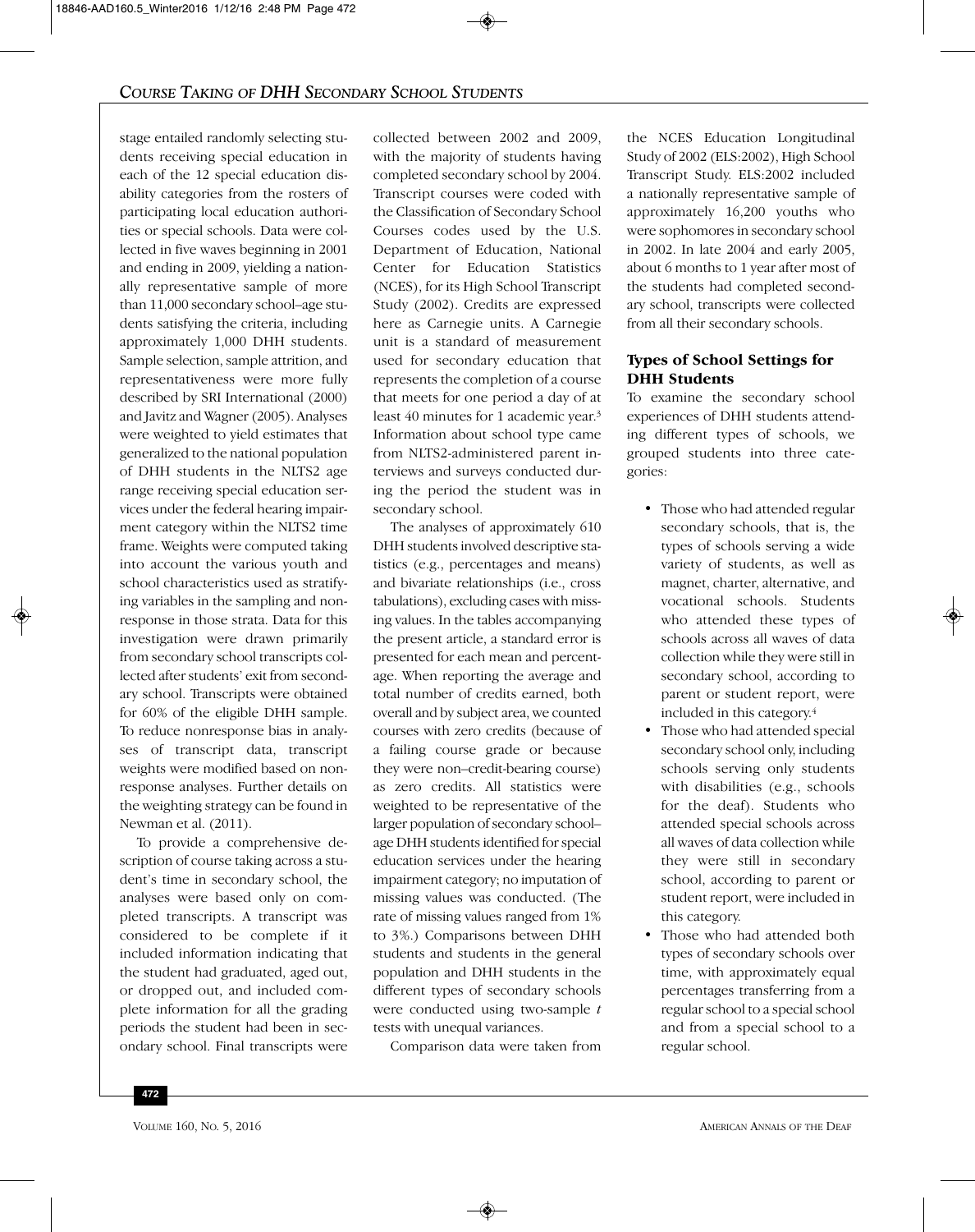stage entailed randomly selecting students receiving special education in each of the 12 special education disability categories from the rosters of participating local education authorities or special schools. Data were collected in five waves beginning in 2001 and ending in 2009, yielding a nationally representative sample of more than 11,000 secondary school–age students satisfying the criteria, including approximately 1,000 DHH students. Sample selection, sample attrition, and representativeness were more fully described by SRI International (2000) and Javitz and Wagner (2005). Analyses were weighted to yield estimates that generalized to the national population of DHH students in the NLTS2 age range receiving special education services under the federal hearing impairment category within the NLTS2 time frame. Weights were computed taking into account the various youth and school characteristics used as stratifying variables in the sampling and nonresponse in those strata. Data for this investigation were drawn primarily from secondary school transcripts collected after students' exit from secondary school. Transcripts were obtained for 60% of the eligible DHH sample. To reduce nonresponse bias in analyses of transcript data, transcript weights were modified based on nonresponse analyses. Further details on the weighting strategy can be found in Newman et al. (2011).

To provide a comprehensive description of course taking across a student's time in secondary school, the analyses were based only on completed transcripts. A transcript was considered to be complete if it included information indicating that the student had graduated, aged out, or dropped out, and included complete information for all the grading periods the student had been in secondary school. Final transcripts were collected between 2002 and 2009, with the majority of students having completed secondary school by 2004. Transcript courses were coded with the Classification of Secondary School Courses codes used by the U.S. Department of Education, National Center for Education Statistics (NCES), for its High School Transcript Study (2002). Credits are expressed here as Carnegie units. A Carnegie unit is a standard of measurement used for secondary education that represents the completion of a course that meets for one period a day of at least 40 minutes for 1 academic year.[3] Information about school type came from NLTS2-administered parent interviews and surveys conducted during the period the student was in secondary school.

The analyses of approximately 610 DHH students involved descriptive statistics (e.g., percentages and means) and bivariate relationships (i.e., cross tabulations), excluding cases with missing values. In the tables accompanying the present article, a standard error is presented for each mean and percentage. When reporting the average and total number of credits earned, both overall and by subject area, we counted courses with zero credits (because of a failing course grade or because they were non–credit-bearing course) as zero credits. All statistics were weighted to be representative of the larger population of secondary school–age DHH students identified for special education services under the hearing impairment category; no imputation of missing values was conducted. (The rate of missing values ranged from 1% to 3%.) Comparisons between DHH students and students in the general population and DHH students in the different types of secondary schools were conducted using two-sample $t$ tests with unequal variances.

Comparison data were taken from the NCES Education Longitudinal Study of 2002 (ELS:2002), High School Transcript Study. ELS:2002 included a nationally representative sample of approximately 16,200 youths who were sophomores in secondary school in 2002. In late 2004 and early 2005, about 6 months to 1 year after most of the students had completed secondary school, transcripts were collected from all their secondary schools.

## Types of School Settings for DHH Students

To examine the secondary school experiences of DHH students attending different types of schools, we grouped students into three categories:

- Those who had attended regular secondary schools, that is, the types of schools serving a wide variety of students, as well as magnet, charter, alternative, and vocational schools. Students who attended these types of schools across all waves of data collection while they were still in secondary school, according to parent or student report, were included in this category.[4]
- Those who had attended special secondary school only, including schools serving only students with disabilities (e.g., schools for the deaf). Students who attended special schools across all waves of data collection while they were still in secondary school, according to parent or student report, were included in this category.
- Those who had attended both types of secondary schools over time, with approximately equal percentages transferring from a regular school to a special school and from a special school to a regular school.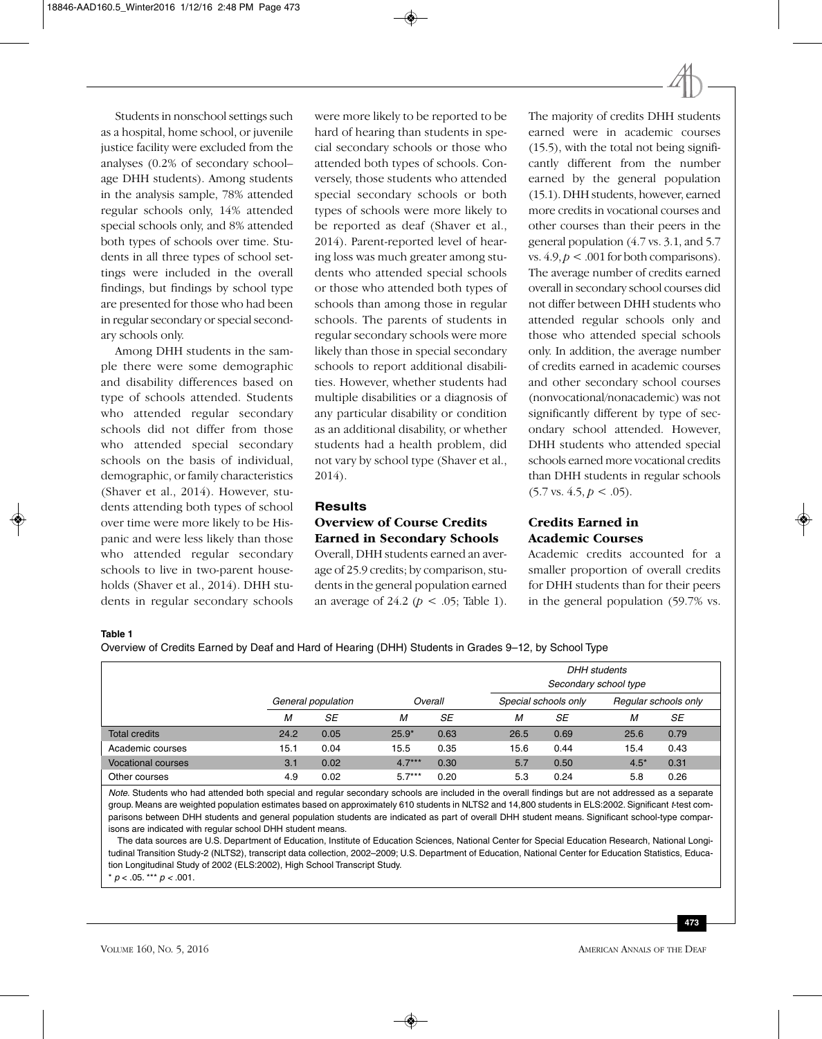Students in nonschool settings such as a hospital, home school, or juvenile justice facility were excluded from the analyses (0.2% of secondary school–age DHH students). Among students in the analysis sample, 78% attended regular schools only, 14% attended special schools only, and 8% attended both types of schools over time. Students in all three types of school settings were included in the overall findings, but findings by school type are presented for those who had been in regular secondary or special secondary schools only.

Among DHH students in the sample there were some demographic and disability differences based on type of schools attended. Students who attended regular secondary schools did not differ from those who attended special secondary schools on the basis of individual, demographic, or family characteristics (Shaver et al., 2014). However, students attending both types of school over time were more likely to be Hispanic and were less likely than those who attended regular secondary schools to live in two-parent households (Shaver et al., 2014). DHH students in regular secondary schools were more likely to be reported to be hard of hearing than students in special secondary schools or those who attended both types of schools. Conversely, those students who attended special secondary schools or both types of schools were more likely to be reported as deaf (Shaver et al., 2014). Parent-reported level of hearing loss was much greater among students who attended special schools or those who attended both types of schools than among those in regular schools. The parents of students in regular secondary schools were more likely than those in special secondary schools to report additional disabilities. However, whether students had multiple disabilities or a diagnosis of any particular disability or condition as an additional disability, or whether students had a health problem, did not vary by school type (Shaver et al., 2014).

## Results

### Overview of Course Credits Earned in Secondary Schools

Overall, DHH students earned an average of 25.9 credits; by comparison, students in the general population earned an average of 24.2 ($p < .05$; Table 1). The majority of credits DHH students earned were in academic courses (15.5), with the total not being significantly different from the number earned by the general population (15.1). DHH students, however, earned more credits in vocational courses and other courses than their peers in the general population (4.7 vs. 3.1, and 5.7 vs. 4.9, $p < .001$ for both comparisons). The average number of credits earned overall in secondary school courses did not differ between DHH students who attended regular schools only and those who attended special schools only. In addition, the average number of credits earned in academic courses and other secondary school courses (nonvocational/nonacademic) was not significantly different by type of secondary school attended. However, DHH students who attended special schools earned more vocational credits than DHH students in regular schools (5.7 vs. 4.5, $p < .05$).

### Credits Earned in Academic Courses

Academic credits accounted for a smaller proportion of overall credits for DHH students than for their peers in the general population (59.7% vs.

**Table 1**

Overview of Credits Earned by Deaf and Hard of Hearing (DHH) Students in Grades 9–12, by School Type

| | General population | | DHH students: Overall | | DHH students: Secondary school type: Special schools only | | DHH students: Secondary school type: Regular schools only | |
|---|---|---|---|---|---|---|---|---|
| | *M* | *SE* | *M* | *SE* | *M* | *SE* | *M* | *SE* |
| Total credits | 24.2 | 0.05 | 25.9* | 0.63 | 26.5 | 0.69 | 25.6 | 0.79 |
| Academic courses | 15.1 | 0.04 | 15.5 | 0.35 | 15.6 | 0.44 | 15.4 | 0.43 |
| Vocational courses | 3.1 | 0.02 | 4.7*** | 0.30 | 5.7 | 0.50 | 4.5* | 0.31 |
| Other courses | 4.9 | 0.02 | 5.7*** | 0.20 | 5.3 | 0.24 | 5.8 | 0.26 |

*Note*. Students who had attended both special and regular secondary schools are included in the overall findings but are not addressed as a separate group. Means are weighted population estimates based on approximately 610 students in NLTS2 and 14,800 students in ELS:2002. Significant *t*-test comparisons between DHH students and general population students are indicated as part of overall DHH student means. Significant school-type comparisons are indicated with regular school DHH student means.

The data sources are U.S. Department of Education, Institute of Education Sciences, National Center for Special Education Research, National Longitudinal Transition Study-2 (NLTS2), transcript data collection, 2002–2009; U.S. Department of Education, National Center for Education Statistics, Education Longitudinal Study of 2002 (ELS:2002), High School Transcript Study.

* $p < .05$. *** $p < .001$.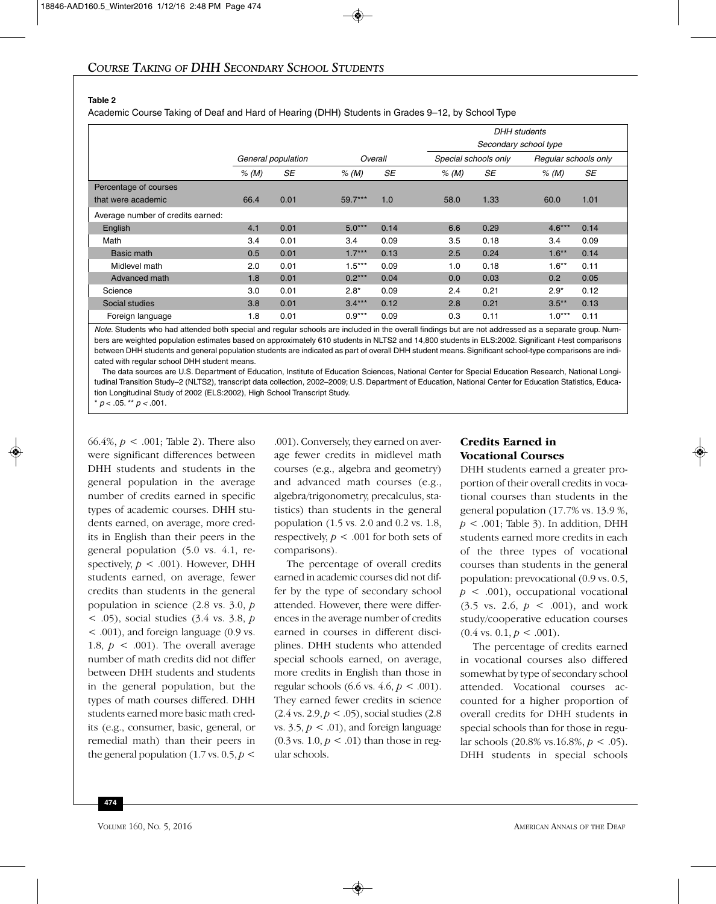**Table 2**

Academic Course Taking of Deaf and Hard of Hearing (DHH) Students in Grades 9–12, by School Type

| | General population | | Overall | | DHH students — Secondary school type: Special schools only | | Regular schools only | |
|---|---|---|---|---|---|---|---|---|
| | % (M) | SE | % (M) | SE | % (M) | SE | % (M) | SE |
| Percentage of courses that were academic | 66.4 | 0.01 | 59.7*** | 1.0 | 58.0 | 1.33 | 60.0 | 1.01 |
| Average number of credits earned: | | | | | | | | |
| English | 4.1 | 0.01 | 5.0*** | 0.14 | 6.6 | 0.29 | 4.6*** | 0.14 |
| Math | 3.4 | 0.01 | 3.4 | 0.09 | 3.5 | 0.18 | 3.4 | 0.09 |
| Basic math | 0.5 | 0.01 | 1.7*** | 0.13 | 2.5 | 0.24 | 1.6** | 0.14 |
| Midlevel math | 2.0 | 0.01 | 1.5*** | 0.09 | 1.0 | 0.18 | 1.6** | 0.11 |
| Advanced math | 1.8 | 0.01 | 0.2*** | 0.04 | 0.0 | 0.03 | 0.2 | 0.05 |
| Science | 3.0 | 0.01 | 2.8* | 0.09 | 2.4 | 0.21 | 2.9* | 0.12 |
| Social studies | 3.8 | 0.01 | 3.4*** | 0.12 | 2.8 | 0.21 | 3.5** | 0.13 |
| Foreign language | 1.8 | 0.01 | 0.9*** | 0.09 | 0.3 | 0.11 | 1.0*** | 0.11 |

*Note.* Students who had attended both special and regular schools are included in the overall findings but are not addressed as a separate group. Numbers are weighted population estimates based on approximately 610 students in NLTS2 and 14,800 students in ELS:2002. Significant *t*-test comparisons between DHH students and general population students are indicated as part of overall DHH student means. Significant school-type comparisons are indicated with regular school DHH student means.

The data sources are U.S. Department of Education, Institute of Education Sciences, National Center for Special Education Research, National Longitudinal Transition Study–2 (NLTS2), transcript data collection, 2002–2009; U.S. Department of Education, National Center for Education Statistics, Education Longitudinal Study of 2002 (ELS:2002), High School Transcript Study.

* $p < .05$. ** $p < .001$.

66.4%, $p < .001$; Table 2). There also were significant differences between DHH students and students in the general population in the average number of credits earned in specific types of academic courses. DHH students earned, on average, more credits in English than their peers in the general population (5.0 vs. 4.1, respectively, $p < .001$). However, DHH students earned, on average, fewer credits than students in the general population in science (2.8 vs. 3.0, $p < .05$), social studies (3.4 vs. 3.8, $p < .001$), and foreign language (0.9 vs. 1.8, $p < .001$). The overall average number of math credits did not differ between DHH students and students in the general population, but the types of math courses differed. DHH students earned more basic math credits (e.g., consumer, basic, general, or remedial math) than their peers in the general population (1.7 vs. 0.5, $p < .001$). Conversely, they earned on average fewer credits in midlevel math courses (e.g., algebra and geometry) and advanced math courses (e.g., algebra/trigonometry, precalculus, statistics) than students in the general population (1.5 vs. 2.0 and 0.2 vs. 1.8, respectively, $p < .001$ for both sets of comparisons).

The percentage of overall credits earned in academic courses did not differ by the type of secondary school attended. However, there were differences in the average number of credits earned in courses in different disciplines. DHH students who attended special schools earned, on average, more credits in English than those in regular schools (6.6 vs. 4.6, $p < .001$). They earned fewer credits in science (2.4 vs. 2.9, $p < .05$), social studies (2.8 vs. 3.5, $p < .01$), and foreign language (0.3 vs. 1.0, $p < .01$) than those in regular schools.

## Credits Earned in Vocational Courses

DHH students earned a greater proportion of their overall credits in vocational courses than students in the general population (17.7% vs. 13.9 %, $p < .001$; Table 3). In addition, DHH students earned more credits in each of the three types of vocational courses than students in the general population: prevocational (0.9 vs. 0.5, $p < .001$), occupational vocational (3.5 vs. 2.6, $p < .001$), and work study/cooperative education courses (0.4 vs. 0.1, $p < .001$).

The percentage of credits earned in vocational courses also differed somewhat by type of secondary school attended. Vocational courses accounted for a higher proportion of overall credits for DHH students in special schools than for those in regular schools (20.8% vs.16.8%, $p < .05$). DHH students in special schools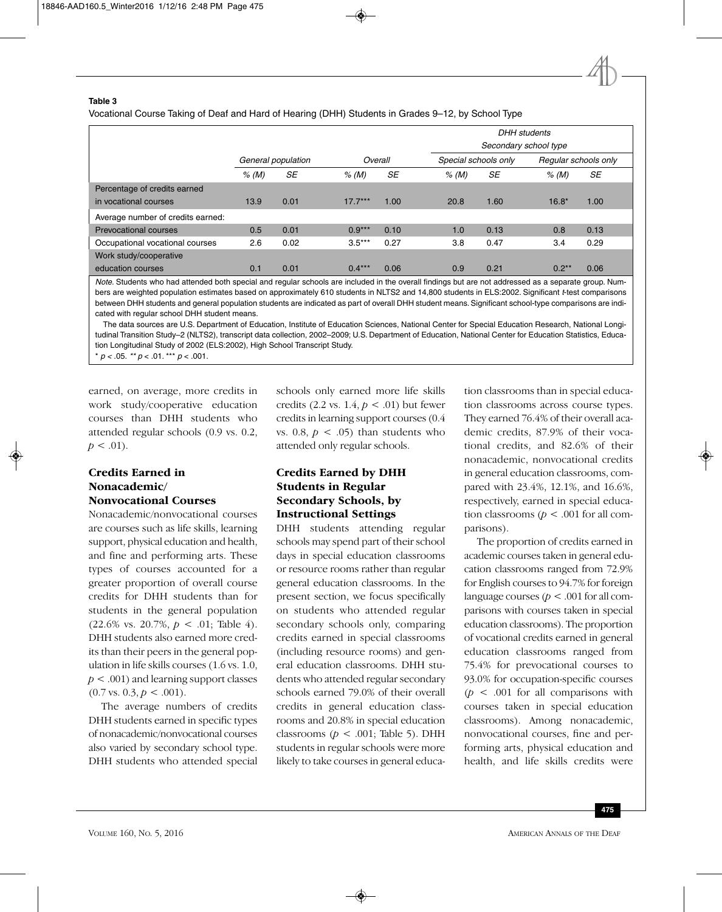**Table 3**

Vocational Course Taking of Deaf and Hard of Hearing (DHH) Students in Grades 9–12, by School Type

| | General population | | DHH students | | | | | |
|---|---|---|---|---|---|---|---|---|
| | | | Overall | | Secondary school type | | | |
| | | | | | Special schools only | | Regular schools only | |
| | % (M) | SE | % (M) | SE | % (M) | SE | % (M) | SE |
| Percentage of credits earned in vocational courses | 13.9 | 0.01 | 17.7*** | 1.00 | 20.8 | 1.60 | 16.8* | 1.00 |
| Average number of credits earned: | | | | | | | | |
| Prevocational courses | 0.5 | 0.01 | 0.9*** | 0.10 | 1.0 | 0.13 | 0.8 | 0.13 |
| Occupational vocational courses | 2.6 | 0.02 | 3.5*** | 0.27 | 3.8 | 0.47 | 3.4 | 0.29 |
| Work study/cooperative education courses | 0.1 | 0.01 | 0.4*** | 0.06 | 0.9 | 0.21 | 0.2** | 0.06 |

*Note.* Students who had attended both special and regular schools are included in the overall findings but are not addressed as a separate group. Numbers are weighted population estimates based on approximately 610 students in NLTS2 and 14,800 students in ELS:2002. Significant *t*-test comparisons between DHH students and general population students are indicated as part of overall DHH student means. Significant school-type comparisons are indicated with regular school DHH student means.

The data sources are U.S. Department of Education, Institute of Education Sciences, National Center for Special Education Research, National Longitudinal Transition Study–2 (NLTS2), transcript data collection, 2002–2009; U.S. Department of Education, National Center for Education Statistics, Education Longitudinal Study of 2002 (ELS:2002), High School Transcript Study.

* $p < .05$. ** $p < .01$. *** $p < .001$.

earned, on average, more credits in work study/cooperative education courses than DHH students who attended regular schools (0.9 vs. 0.2, $p < .01$).

### Credits Earned in Nonacademic/Nonvocational Courses

Nonacademic/nonvocational courses are courses such as life skills, learning support, physical education and health, and fine and performing arts. These types of courses accounted for a greater proportion of overall course credits for DHH students than for students in the general population (22.6% vs. 20.7%, $p < .01$; Table 4). DHH students also earned more credits than their peers in the general population in life skills courses (1.6 vs. 1.0, $p < .001$) and learning support classes (0.7 vs. 0.3, $p < .001$).

The average numbers of credits DHH students earned in specific types of nonacademic/nonvocational courses also varied by secondary school type. DHH students who attended special schools only earned more life skills credits (2.2 vs. 1.4, $p < .01$) but fewer credits in learning support courses (0.4 vs. 0.8, $p < .05$) than students who attended only regular schools.

### Credits Earned by DHH Students in Regular Secondary Schools, by Instructional Settings

DHH students attending regular schools may spend part of their school days in special education classrooms or resource rooms rather than regular general education classrooms. In the present section, we focus specifically on students who attended regular secondary schools only, comparing credits earned in special classrooms (including resource rooms) and general education classrooms. DHH students who attended regular secondary schools earned 79.0% of their overall credits in general education classrooms and 20.8% in special education classrooms ($p < .001$; Table 5). DHH students in regular schools were more likely to take courses in general education classrooms than in special education classrooms across course types. They earned 76.4% of their overall academic credits, 87.9% of their vocational credits, and 82.6% of their nonacademic, nonvocational credits in general education classrooms, compared with 23.4%, 12.1%, and 16.6%, respectively, earned in special education classrooms ($p < .001$ for all comparisons).

The proportion of credits earned in academic courses taken in general education classrooms ranged from 72.9% for English courses to 94.7% for foreign language courses ($p < .001$ for all comparisons with courses taken in special education classrooms). The proportion of vocational credits earned in general education classrooms ranged from 75.4% for prevocational courses to 93.0% for occupation-specific courses ($p < .001$ for all comparisons with courses taken in special education classrooms). Among nonacademic, nonvocational courses, fine and performing arts, physical education and health, and life skills credits were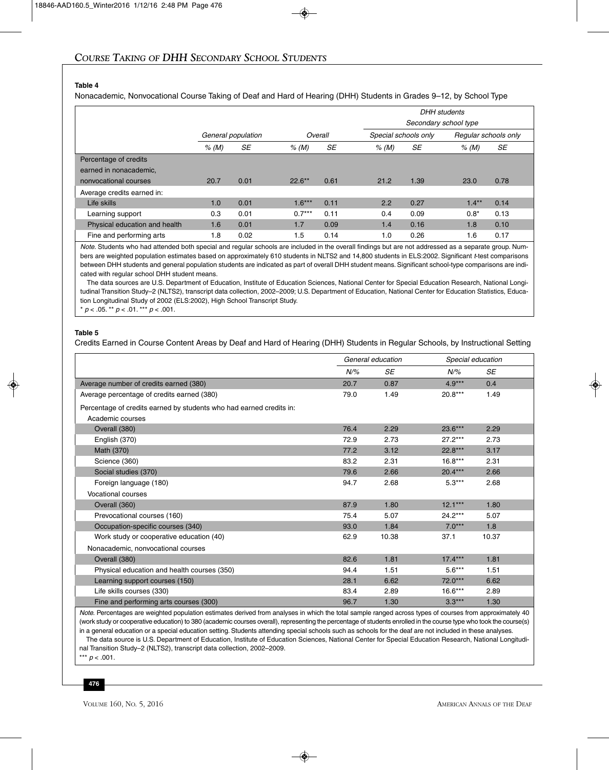**Table 4**

Nonacademic, Nonvocational Course Taking of Deaf and Hard of Hearing (DHH) Students in Grades 9–12, by School Type

| | General population | | Overall | | DHH students Secondary school type Special schools only | | Regular schools only | |
|---|---|---|---|---|---|---|---|---|
| | *% (M)* | *SE* | *% (M)* | *SE* | *% (M)* | *SE* | *% (M)* | *SE* |
| Percentage of credits earned in nonacademic, nonvocational courses | 20.7 | 0.01 | 22.6** | 0.61 | 21.2 | 1.39 | 23.0 | 0.78 |
| Average credits earned in: | | | | | | | | |
| Life skills | 1.0 | 0.01 | 1.6*** | 0.11 | 2.2 | 0.27 | 1.4** | 0.14 |
| Learning support | 0.3 | 0.01 | 0.7*** | 0.11 | 0.4 | 0.09 | 0.8* | 0.13 |
| Physical education and health | 1.6 | 0.01 | 1.7 | 0.09 | 1.4 | 0.16 | 1.8 | 0.10 |
| Fine and performing arts | 1.8 | 0.02 | 1.5 | 0.14 | 1.0 | 0.26 | 1.6 | 0.17 |

*Note.* Students who had attended both special and regular schools are included in the overall findings but are not addressed as a separate group. Numbers are weighted population estimates based on approximately 610 students in NLTS2 and 14,800 students in ELS:2002. Significant *t*-test comparisons between DHH students and general population students are indicated as part of overall DHH student means. Significant school-type comparisons are indicated with regular school DHH student means.

The data sources are U.S. Department of Education, Institute of Education Sciences, National Center for Special Education Research, National Longitudinal Transition Study–2 (NLTS2), transcript data collection, 2002–2009; U.S. Department of Education, National Center for Education Statistics, Education Longitudinal Study of 2002 (ELS:2002), High School Transcript Study.

\* $p < .05$. \*\* $p < .01$. \*\*\* $p < .001$.

**Table 5**

Credits Earned in Course Content Areas by Deaf and Hard of Hearing (DHH) Students in Regular Schools, by Instructional Setting

| | General education | | Special education | |
|---|---|---|---|---|
| | *N/%* | *SE* | *N/%* | *SE* |
| Average number of credits earned (380) | 20.7 | 0.87 | 4.9*** | 0.4 |
| Average percentage of credits earned (380) | 79.0 | 1.49 | 20.8*** | 1.49 |
| Percentage of credits earned by students who had earned credits in: | | | | |
| Academic courses | | | | |
| Overall (380) | 76.4 | 2.29 | 23.6*** | 2.29 |
| English (370) | 72.9 | 2.73 | 27.2*** | 2.73 |
| Math (370) | 77.2 | 3.12 | 22.8*** | 3.17 |
| Science (360) | 83.2 | 2.31 | 16.8*** | 2.31 |
| Social studies (370) | 79.6 | 2.66 | 20.4*** | 2.66 |
| Foreign language (180) | 94.7 | 2.68 | 5.3*** | 2.68 |
| Vocational courses | | | | |
| Overall (360) | 87.9 | 1.80 | 12.1*** | 1.80 |
| Prevocational courses (160) | 75.4 | 5.07 | 24.2*** | 5.07 |
| Occupation-specific courses (340) | 93.0 | 1.84 | 7.0*** | 1.8 |
| Work study or cooperative education (40) | 62.9 | 10.38 | 37.1 | 10.37 |
| Nonacademic, nonvocational courses | | | | |
| Overall (380) | 82.6 | 1.81 | 17.4*** | 1.81 |
| Physical education and health courses (350) | 94.4 | 1.51 | 5.6*** | 1.51 |
| Learning support courses (150) | 28.1 | 6.62 | 72.0*** | 6.62 |
| Life skills courses (330) | 83.4 | 2.89 | 16.6*** | 2.89 |
| Fine and performing arts courses (300) | 96.7 | 1.30 | 3.3*** | 1.30 |

*Note.* Percentages are weighted population estimates derived from analyses in which the total sample ranged across types of courses from approximately 40 (work study or cooperative education) to 380 (academic courses overall), representing the percentage of students enrolled in the course type who took the course(s) in a general education or a special education setting. Students attending special schools such as schools for the deaf are not included in these analyses.

The data source is U.S. Department of Education, Institute of Education Sciences, National Center for Special Education Research, National Longitudinal Transition Study–2 (NLTS2), transcript data collection, 2002–2009.

\*\*\* $p < .001$.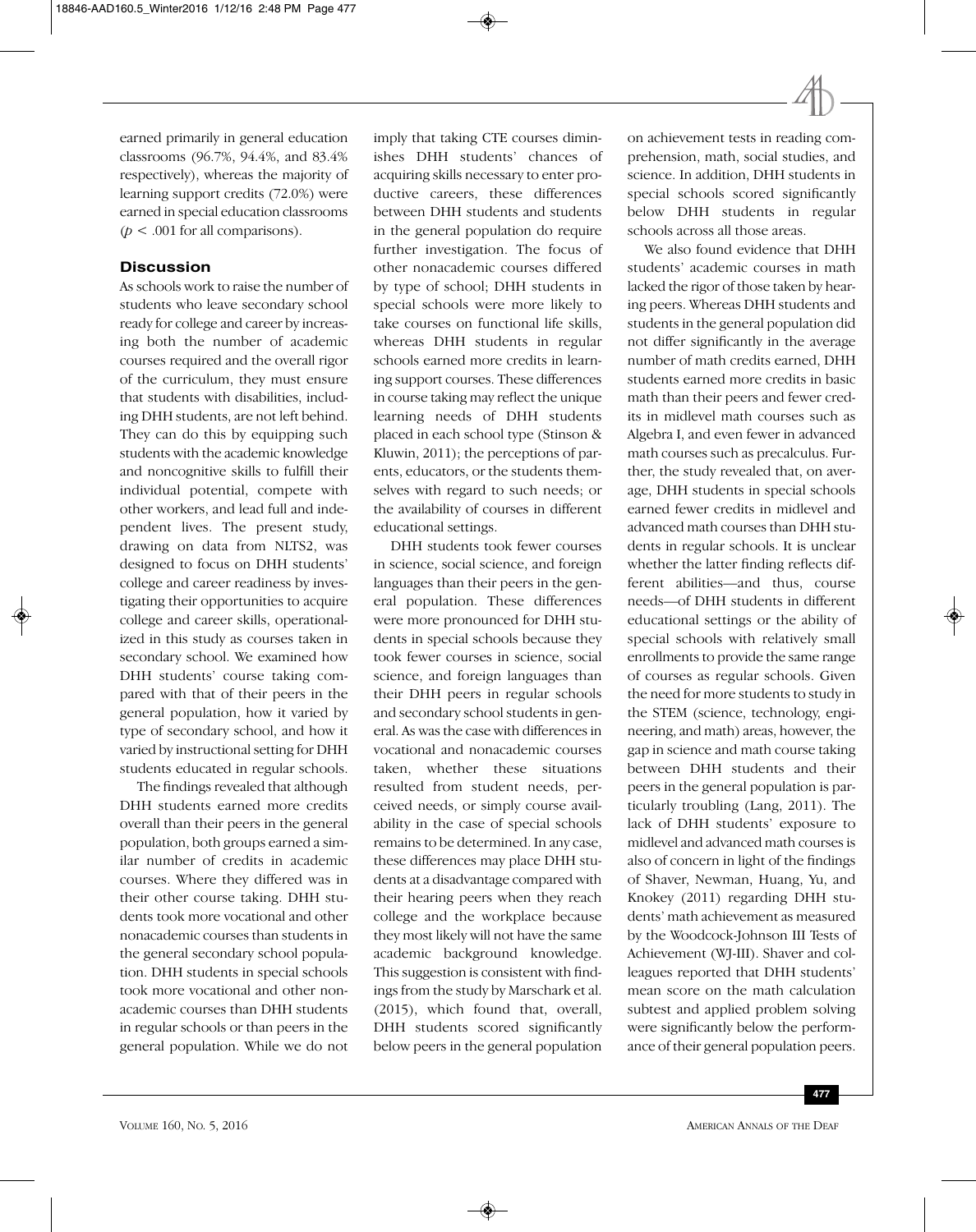earned primarily in general education classrooms (96.7%, 94.4%, and 83.4% respectively), whereas the majority of learning support credits (72.0%) were earned in special education classrooms ($p < .001$ for all comparisons).

## Discussion

As schools work to raise the number of students who leave secondary school ready for college and career by increasing both the number of academic courses required and the overall rigor of the curriculum, they must ensure that students with disabilities, including DHH students, are not left behind. They can do this by equipping such students with the academic knowledge and noncognitive skills to fulfill their individual potential, compete with other workers, and lead full and independent lives. The present study, drawing on data from NLTS2, was designed to focus on DHH students' college and career readiness by investigating their opportunities to acquire college and career skills, operationalized in this study as courses taken in secondary school. We examined how DHH students' course taking compared with that of their peers in the general population, how it varied by type of secondary school, and how it varied by instructional setting for DHH students educated in regular schools.

The findings revealed that although DHH students earned more credits overall than their peers in the general population, both groups earned a similar number of credits in academic courses. Where they differed was in their other course taking. DHH students took more vocational and other nonacademic courses than students in the general secondary school population. DHH students in special schools took more vocational and other nonacademic courses than DHH students in regular schools or than peers in the general population. While we do not imply that taking CTE courses diminishes DHH students' chances of acquiring skills necessary to enter productive careers, these differences between DHH students and students in the general population do require further investigation. The focus of other nonacademic courses differed by type of school; DHH students in special schools were more likely to take courses on functional life skills, whereas DHH students in regular schools earned more credits in learning support courses. These differences in course taking may reflect the unique learning needs of DHH students placed in each school type (Stinson & Kluwin, 2011); the perceptions of parents, educators, or the students themselves with regard to such needs; or the availability of courses in different educational settings.

DHH students took fewer courses in science, social science, and foreign languages than their peers in the general population. These differences were more pronounced for DHH students in special schools because they took fewer courses in science, social science, and foreign languages than their DHH peers in regular schools and secondary school students in general. As was the case with differences in vocational and nonacademic courses taken, whether these situations resulted from student needs, perceived needs, or simply course availability in the case of special schools remains to be determined. In any case, these differences may place DHH students at a disadvantage compared with their hearing peers when they reach college and the workplace because they most likely will not have the same academic background knowledge. This suggestion is consistent with findings from the study by Marschark et al. (2015), which found that, overall, DHH students scored significantly below peers in the general population on achievement tests in reading comprehension, math, social studies, and science. In addition, DHH students in special schools scored significantly below DHH students in regular schools across all those areas.

We also found evidence that DHH students' academic courses in math lacked the rigor of those taken by hearing peers. Whereas DHH students and students in the general population did not differ significantly in the average number of math credits earned, DHH students earned more credits in basic math than their peers and fewer credits in midlevel math courses such as Algebra I, and even fewer in advanced math courses such as precalculus. Further, the study revealed that, on average, DHH students in special schools earned fewer credits in midlevel and advanced math courses than DHH students in regular schools. It is unclear whether the latter finding reflects different abilities—and thus, course needs—of DHH students in different educational settings or the ability of special schools with relatively small enrollments to provide the same range of courses as regular schools. Given the need for more students to study in the STEM (science, technology, engineering, and math) areas, however, the gap in science and math course taking between DHH students and their peers in the general population is particularly troubling (Lang, 2011). The lack of DHH students' exposure to midlevel and advanced math courses is also of concern in light of the findings of Shaver, Newman, Huang, Yu, and Knokey (2011) regarding DHH students' math achievement as measured by the Woodcock-Johnson III Tests of Achievement (WJ-III). Shaver and colleagues reported that DHH students' mean score on the math calculation subtest and applied problem solving were significantly below the performance of their general population peers.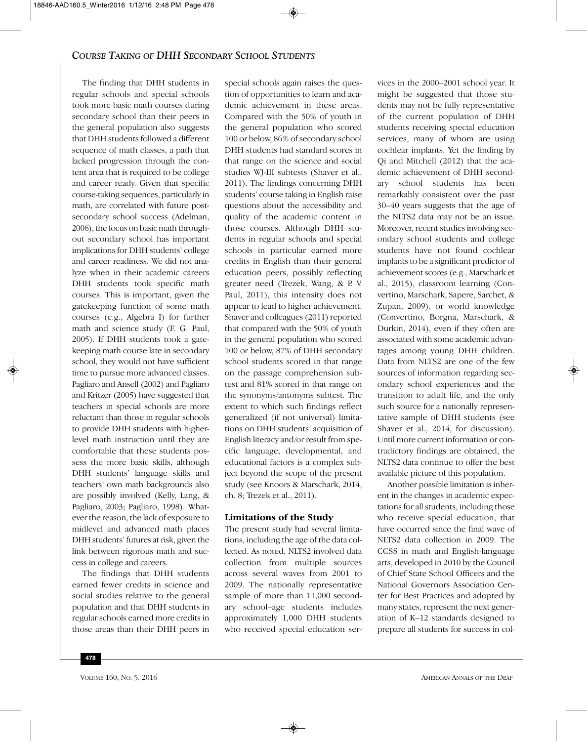The finding that DHH students in regular schools and special schools took more basic math courses during secondary school than their peers in the general population also suggests that DHH students followed a different sequence of math classes, a path that lacked progression through the content area that is required to be college and career ready. Given that specific course-taking sequences, particularly in math, are correlated with future post-secondary school success (Adelman, 2006), the focus on basic math throughout secondary school has important implications for DHH students' college and career readiness. We did not analyze when in their academic careers DHH students took specific math courses. This is important, given the gatekeeping function of some math courses (e.g., Algebra I) for further math and science study (F. G. Paul, 2005). If DHH students took a gatekeeping math course late in secondary school, they would not have sufficient time to pursue more advanced classes. Pagliaro and Ansell (2002) and Pagliaro and Kritzer (2005) have suggested that teachers in special schools are more reluctant than those in regular schools to provide DHH students with higher-level math instruction until they are comfortable that these students possess the more basic skills, although DHH students' language skills and teachers' own math backgrounds also are possibly involved (Kelly, Lang, & Pagliaro, 2003; Pagliaro, 1998). Whatever the reason, the lack of exposure to midlevel and advanced math places DHH students' futures at risk, given the link between rigorous math and success in college and careers.

The findings that DHH students earned fewer credits in science and social studies relative to the general population and that DHH students in regular schools earned more credits in those areas than their DHH peers in special schools again raises the question of opportunities to learn and academic achievement in these areas. Compared with the 50% of youth in the general population who scored 100 or below, 86% of secondary school DHH students had standard scores in that range on the science and social studies WJ-III subtests (Shaver et al., 2011). The findings concerning DHH students' course taking in English raise questions about the accessibility and quality of the academic content in those courses. Although DHH students in regular schools and special schools in particular earned more credits in English than their general education peers, possibly reflecting greater need (Trezek, Wang, & P. V. Paul, 2011), this intensity does not appear to lead to higher achievement. Shaver and colleagues (2011) reported that compared with the 50% of youth in the general population who scored 100 or below, 87% of DHH secondary school students scored in that range on the passage comprehension subtest and 81% scored in that range on the synonyms/antonyms subtest. The extent to which such findings reflect generalized (if not universal) limitations on DHH students' acquisition of English literacy and/or result from specific language, developmental, and educational factors is a complex subject beyond the scope of the present study (see Knoors & Marschark, 2014, ch. 8; Trezek et al., 2011).

### Limitations of the Study

The present study had several limitations, including the age of the data collected. As noted, NLTS2 involved data collection from multiple sources across several waves from 2001 to 2009. The nationally representative sample of more than 11,000 secondary school–age students includes approximately 1,000 DHH students who received special education services in the 2000–2001 school year. It might be suggested that those students may not be fully representative of the current population of DHH students receiving special education services, many of whom are using cochlear implants. Yet the finding by Qi and Mitchell (2012) that the academic achievement of DHH secondary school students has been remarkably consistent over the past 30–40 years suggests that the age of the NLTS2 data may not be an issue. Moreover, recent studies involving secondary school students and college students have not found cochlear implants to be a significant predictor of achievement scores (e.g., Marschark et al., 2015), classroom learning (Convertino, Marschark, Sapere, Sarchet, & Zupan, 2009), or world knowledge (Convertino, Borgna, Marschark, & Durkin, 2014), even if they often are associated with some academic advantages among young DHH children. Data from NLTS2 are one of the few sources of information regarding secondary school experiences and the transition to adult life, and the only such source for a nationally representative sample of DHH students (see Shaver et al., 2014, for discussion). Until more current information or contradictory findings are obtained, the NLTS2 data continue to offer the best available picture of this population.

Another possible limitation is inherent in the changes in academic expectations for all students, including those who receive special education, that have occurred since the final wave of NLTS2 data collection in 2009. The CCSS in math and English-language arts, developed in 2010 by the Council of Chief State School Officers and the National Governors Association Center for Best Practices and adopted by many states, represent the next generation of K–12 standards designed to prepare all students for success in col-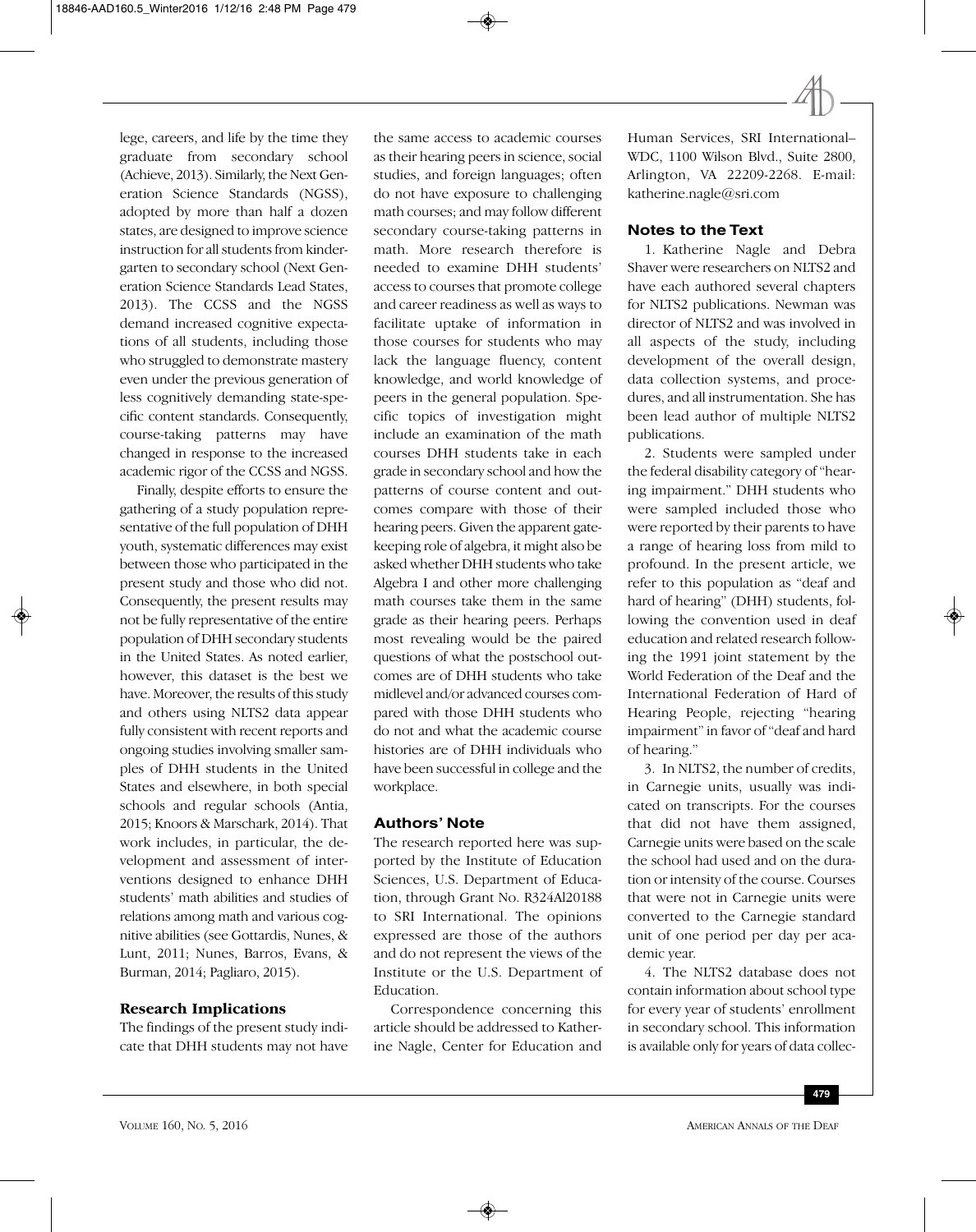lege, careers, and life by the time they graduate from secondary school (Achieve, 2013). Similarly, the Next Generation Science Standards (NGSS), adopted by more than half a dozen states, are designed to improve science instruction for all students from kindergarten to secondary school (Next Generation Science Standards Lead States, 2013). The CCSS and the NGSS demand increased cognitive expectations of all students, including those who struggled to demonstrate mastery even under the previous generation of less cognitively demanding state-specific content standards. Consequently, course-taking patterns may have changed in response to the increased academic rigor of the CCSS and NGSS.

Finally, despite efforts to ensure the gathering of a study population representative of the full population of DHH youth, systematic differences may exist between those who participated in the present study and those who did not. Consequently, the present results may not be fully representative of the entire population of DHH secondary students in the United States. As noted earlier, however, this dataset is the best we have. Moreover, the results of this study and others using NLTS2 data appear fully consistent with recent reports and ongoing studies involving smaller samples of DHH students in the United States and elsewhere, in both special schools and regular schools (Antia, 2015; Knoors & Marschark, 2014). That work includes, in particular, the development and assessment of interventions designed to enhance DHH students' math abilities and studies of relations among math and various cognitive abilities (see Gottardis, Nunes, & Lunt, 2011; Nunes, Barros, Evans, & Burman, 2014; Pagliaro, 2015).

## Research Implications

The findings of the present study indicate that DHH students may not have the same access to academic courses as their hearing peers in science, social studies, and foreign languages; often do not have exposure to challenging math courses; and may follow different secondary course-taking patterns in math. More research therefore is needed to examine DHH students' access to courses that promote college and career readiness as well as ways to facilitate uptake of information in those courses for students who may lack the language fluency, content knowledge, and world knowledge of peers in the general population. Specific topics of investigation might include an examination of the math courses DHH students take in each grade in secondary school and how the patterns of course content and outcomes compare with those of their hearing peers. Given the apparent gatekeeping role of algebra, it might also be asked whether DHH students who take Algebra I and other more challenging math courses take them in the same grade as their hearing peers. Perhaps most revealing would be the paired questions of what the postschool outcomes are of DHH students who take midlevel and/or advanced courses compared with those DHH students who do not and what the academic course histories are of DHH individuals who have been successful in college and the workplace.

## Authors' Note

The research reported here was supported by the Institute of Education Sciences, U.S. Department of Education, through Grant No. R324Al20188 to SRI International. The opinions expressed are those of the authors and do not represent the views of the Institute or the U.S. Department of Education.

Correspondence concerning this article should be addressed to Katherine Nagle, Center for Education and Human Services, SRI International–WDC, 1100 Wilson Blvd., Suite 2800, Arlington, VA 22209-2268. E-mail: katherine.nagle@sri.com

## Notes to the Text

1. Katherine Nagle and Debra Shaver were researchers on NLTS2 and have each authored several chapters for NLTS2 publications. Newman was director of NLTS2 and was involved in all aspects of the study, including development of the overall design, data collection systems, and procedures, and all instrumentation. She has been lead author of multiple NLTS2 publications.

2. Students were sampled under the federal disability category of "hearing impairment." DHH students who were sampled included those who were reported by their parents to have a range of hearing loss from mild to profound. In the present article, we refer to this population as "deaf and hard of hearing" (DHH) students, following the convention used in deaf education and related research following the 1991 joint statement by the World Federation of the Deaf and the International Federation of Hard of Hearing People, rejecting "hearing impairment" in favor of "deaf and hard of hearing."

3. In NLTS2, the number of credits, in Carnegie units, usually was indicated on transcripts. For the courses that did not have them assigned, Carnegie units were based on the scale the school had used and on the duration or intensity of the course. Courses that were not in Carnegie units were converted to the Carnegie standard unit of one period per day per academic year.

4. The NLTS2 database does not contain information about school type for every year of students' enrollment in secondary school. This information is available only for years of data collec-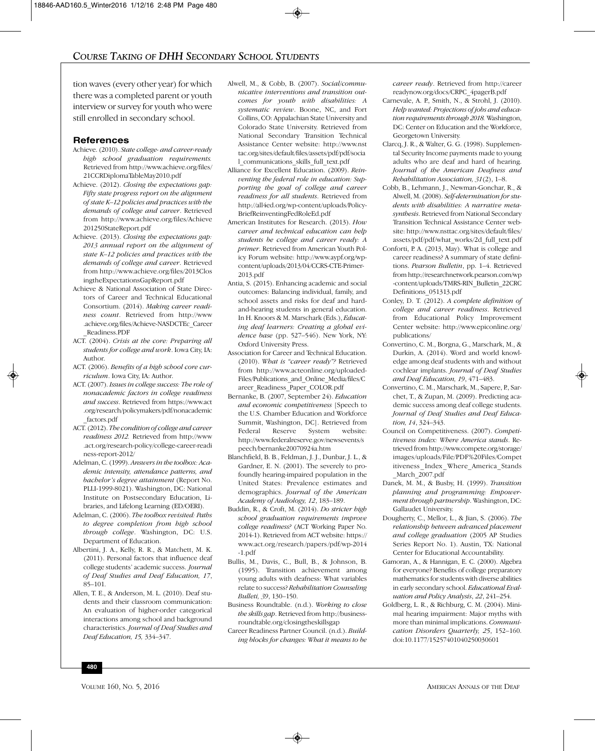tion waves (every other year) for which there was a completed parent or youth interview or survey for youth who were still enrolled in secondary school.

## References

Achieve. (2010). *State college- and career-ready high school graduation requirements.* Retrieved from http://www.achieve.org/files/21CCRDiplomaTableMay2010.pdf

Achieve. (2012). *Closing the expectations gap: Fifty state progress report on the alignment of state K–12 policies and practices with the demands of college and career*. Retrieved from http://www.achieve.org/files/Achieve201250StateReport.pdf

Achieve. (2013). *Closing the expectations gap: 2013 annual report on the alignment of state K–12 policies and practices with the demands of college and career*. Retrieved from http://www.achieve.org/files/2013ClosingtheExpectationsGapReport.pdf

Achieve & National Association of State Directors of Career and Technical Education Consortium. (2014). *Making career readiness count*. Retrieved from http://www.achieve.org/files/Achieve-NASDCTEc_Career_Readiness.PDF

ACT. (2004). *Crisis at the core: Preparing all students for college and work*. Iowa City, IA: Author.

ACT. (2006). *Benefits of a high school core curriculum*. Iowa City, IA: Author.

ACT. (2007). *Issues in college success: The role of nonacademic factors in college readiness and success*. Retrieved from https://www.act.org/research/policymakers/pdf/nonacademic_factors.pdf

ACT. (2012). *The condition of college and career readiness 2012.* Retrieved from http://www.act.org/research-policy/college-career-readiness-report-2012/

Adelman, C. (1999). *Answers in the toolbox: Academic intensity, attendance patterns, and bachelor's degree attainment* (Report No. PLLI-1999-8021). Washington, DC: National Institute on Postsecondary Education, Libraries, and Lifelong Learning (ED/OERI).

Adelman, C. (2006). *The toolbox revisited: Paths to degree completion from high school through college*. Washington, DC: U.S. Department of Education.

Albertini, J. A., Kelly, R. R., & Matchett, M. K. (2011). Personal factors that influence deaf college students' academic success. *Journal of Deaf Studies and Deaf Education, 17*, 85–101.

Allen, T. E., & Anderson, M. L. (2010). Deaf students and their classroom communication: An evaluation of higher-order categorical interactions among school and background characteristics. *Journal of Deaf Studies and Deaf Education, 15,* 334–347.

Alwell, M., & Cobb, B. (2007). *Social/communicative interventions and transition outcomes for youth with disabilities: A systematic review*. Boone, NC, and Fort Collins, CO: Appalachian State University and Colorado State University. Retrieved from National Secondary Transition Technical Assistance Center website: http://www.nsttac.org/sites/default/files/assets/pdf/pdf/social_communications_skills_full_text.pdf

Alliance for Excellent Education. (2009). *Reinventing the federal role in education: Supporting the goal of college and career readiness for all students*. Retrieved from http://all4ed.org/wp-content/uploads/PolicyBriefReinventingFedRoleEd.pdf

American Institutes for Research. (2013). *How career and technical education can help students be college and career ready: A primer*. Retrieved from American Youth Policy Forum website: http://www.aypf.org/wp-content/uploads/2013/04/CCRS-CTE-Primer-2013.pdf

Antia, S. (2015). Enhancing academic and social outcomes: Balancing individual, family, and school assets and risks for deaf and hard-and-hearing students in general education. In H. Knoors & M. Marschark (Eds.), *Educating deaf learners: Creating a global evidence base* (pp. 527–546). New York, NY: Oxford University Press.

Association for Career and Technical Education. (2010). *What is "career ready"?* Retrieved from http://www.acteonline.org/uploadedFiles/Publications_and_Online_Media/files/Career_Readiness_Paper_COLOR.pdf

Bernanke, B. (2007, September 24). *Education and economic competitiveness* [Speech to the U.S. Chamber Education and Workforce Summit, Washington, DC]. Retrieved from Federal Reserve System website: http://www.federalreserve.gov/newsevents/speech/bernanke20070924a.htm

Blanchfield, B. B., Feldman, J. J., Dunbar, J. L., & Gardner, E. N. (2001). The severely to profoundly hearing-impaired population in the United States: Prevalence estimates and demographics. *Journal of the American Academy of Audiology, 12*, 183–189.

Buddin, R., & Croft, M. (2014). *Do stricter high school graduation requirements improve college readiness?* (ACT Working Paper No. 2014-1). Retrieved from ACT website: https://www.act.org/research/papers/pdf/wp-2014-1.pdf

Bullis, M., Davis, C., Bull, B., & Johnson, B. (1995). Transition achievement among young adults with deafness: What variables relate to success? *Rehabilitation Counseling Bulleti, 39*, 130–150.

Business Roundtable. (n.d.). *Working to close the skills gap*. Retrieved from http://businessroundtable.org/closingtheskillsgap

Career Readiness Partner Council. (n.d.). *Building blocks for changes: What it means to be career ready*. Retrieved from http://careerreadynow.org/docs/CRPC_4pagerB.pdf

Carnevale, A. P., Smith, N., & Strohl, J. (2010). *Help wanted: Projections of jobs and education requirements through 2018.* Washington, DC: Center on Education and the Workforce, Georgetown University.

Clarcq, J. R., & Walter, G. G. (1998). Supplemental Security Income payments made to young adults who are deaf and hard of hearing. *Journal of the American Deafness and Rehabilitation Association, 31*(2), 1–8.

Cobb, B., Lehmann, J., Newman-Gonchar, R., & Alwell, M. (2008). *Self-determination for students with disabilities: A narrative metasynthesis*. Retrieved from National Secondary Transition Technical Assistance Center website: http://www.nsttac.org/sites/default/files/assets/pdf/pdf/what_works/2d_full_text.pdf

Conforti, P. A. (2013, May). What is college and career readiness? A summary of state definitions. *Pearson Bulletin*, pp. 1–4. Retrieved from http://researchnetwork.pearson.com/wp-content/uploads/TMRS-RIN_Bulletin_22CRCDefinitions_051313.pdf

Conley, D. T. (2012). *A complete definition of college and career readiness*. Retrieved from Educational Policy Improvement Center website: http://www.epiconline.org/publications/

Convertino, C. M., Borgna, G., Marschark, M., & Durkin, A. (2014). Word and world knowledge among deaf students with and without cochlear implants. *Journal of Deaf Studies and Deaf Education, 19*, 471–483.

Convertino, C. M., Marschark, M., Sapere, P., Sarchet, T., & Zupan, M. (2009). Predicting academic success among deaf college students. *Journal of Deaf Studies and Deaf Education, 14*, 324–343.

Council on Competitiveness. (2007). *Competitiveness index: Where America stands*. Retrieved from http://www.compete.org/storage/images/uploads/File/PDF%20Files/Competitiveness_Index_Where_America_Stands_March_2007.pdf

Danek, M. M., & Busby, H. (1999). *Transition planning and programming: Empowerment through partnership*. Washington, DC: Gallaudet University.

Dougherty, C., Mellor, L., & Jian, S. (2006). *The relationship between advanced placement and college graduation* (2005 AP Studies Series Report No. 1). Austin, TX: National Center for Educational Accountability.

Gamoran, A., & Hannigan, E. C. (2000). Algebra for everyone? Benefits of college preparatory mathematics for students with diverse abilities in early secondary school. *Educational Evaluation and Policy Analysis, 22*, 241–254.

Goldberg, L. R., & Richburg, C. M. (2004). Minimal hearing impairment: Major myths with more than minimal implications. *Communication Disorders Quarterly, 25,* 152–160. doi:10.1177/15257401040250030601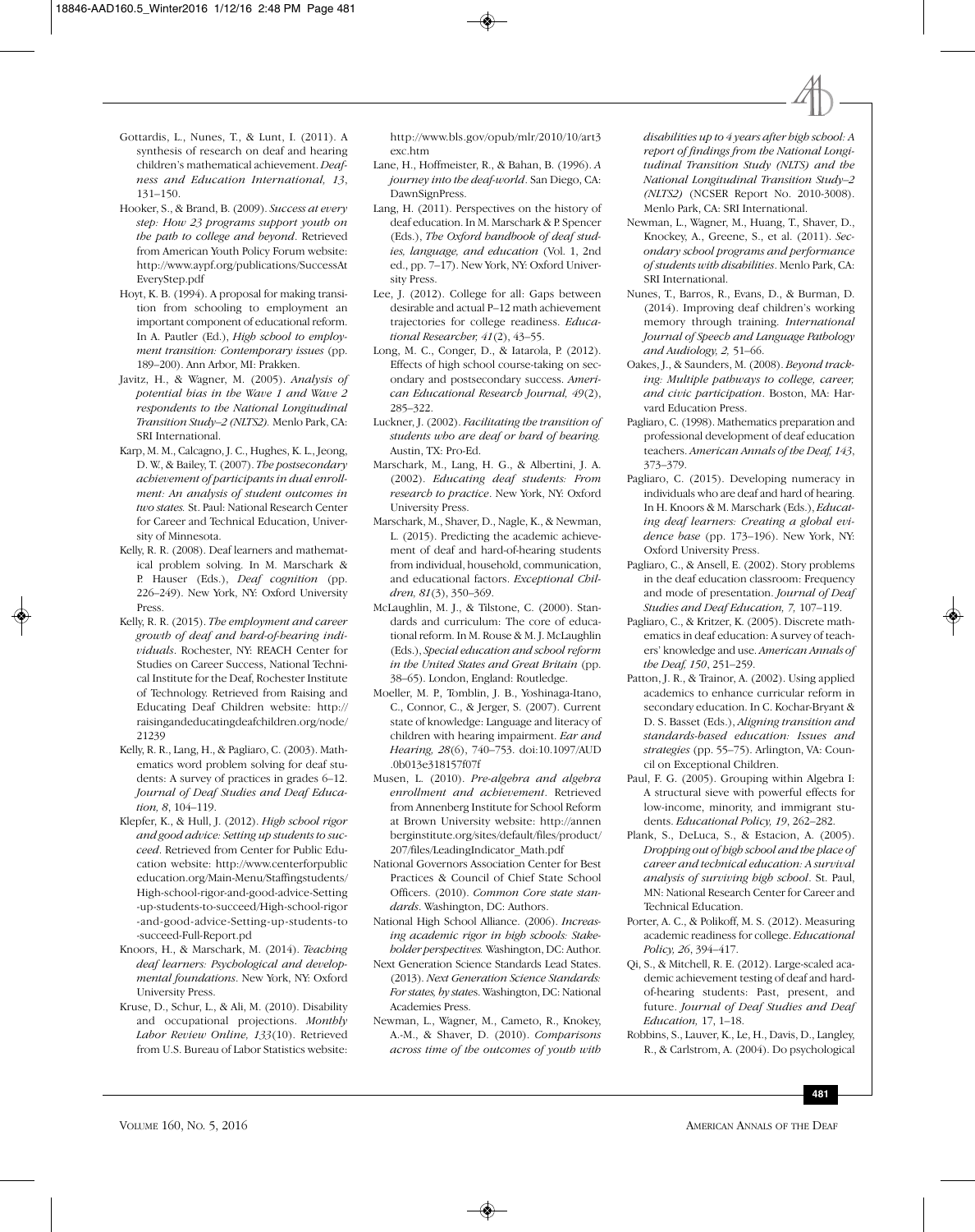Gottardis, L., Nunes, T., & Lunt, I. (2011). A synthesis of research on deaf and hearing children's mathematical achievement. *Deafness and Education International, 13*, 131–150.

Hooker, S., & Brand, B. (2009). *Success at every step: How 23 programs support youth on the path to college and beyond*. Retrieved from American Youth Policy Forum website: http://www.aypf.org/publications/SuccessAtEveryStep.pdf

Hoyt, K. B. (1994). A proposal for making transition from schooling to employment an important component of educational reform. In A. Pautler (Ed.), *High school to employment transition: Contemporary issues* (pp. 189–200). Ann Arbor, MI: Prakken.

Javitz, H., & Wagner, M. (2005). *Analysis of potential bias in the Wave 1 and Wave 2 respondents to the National Longitudinal Transition Study–2 (NLTS2).* Menlo Park, CA: SRI International.

Karp, M. M., Calcagno, J. C., Hughes, K. L., Jeong, D. W., & Bailey, T. (2007). *The postsecondary achievement of participants in dual enrollment: An analysis of student outcomes in two states.* St. Paul: National Research Center for Career and Technical Education, University of Minnesota.

Kelly, R. R. (2008). Deaf learners and mathematical problem solving. In M. Marschark & P. Hauser (Eds.), *Deaf cognition* (pp. 226–249). New York, NY: Oxford University Press.

Kelly, R. R. (2015). *The employment and career growth of deaf and hard-of-hearing individuals*. Rochester, NY: REACH Center for Studies on Career Success, National Technical Institute for the Deaf, Rochester Institute of Technology. Retrieved from Raising and Educating Deaf Children website: http://raisingandeducatingdeafchildren.org/node/21239

Kelly, R. R., Lang, H., & Pagliaro, C. (2003). Mathematics word problem solving for deaf students: A survey of practices in grades 6–12. *Journal of Deaf Studies and Deaf Education, 8*, 104–119.

Klepfer, K., & Hull, J. (2012). *High school rigor and good advice: Setting up students to succeed*. Retrieved from Center for Public Education website: http://www.centerforpubliceducation.org/Main-Menu/Staffingstudents/High-school-rigor-and-good-advice-Setting-up-students-to-succeed/High-school-rigor-and-good-advice-Setting-up-students-to-succeed-Full-Report.pd

Knoors, H., & Marschark, M. (2014). *Teaching deaf learners: Psychological and developmental foundations*. New York, NY: Oxford University Press.

Kruse, D., Schur, L., & Ali, M. (2010). Disability and occupational projections. *Monthly Labor Review Online, 133*(10). Retrieved from U.S. Bureau of Labor Statistics website: http://www.bls.gov/opub/mlr/2010/10/art3exc.htm

Lane, H., Hoffmeister, R., & Bahan, B. (1996). *A journey into the deaf-world*. San Diego, CA: DawnSignPress.

Lang, H. (2011). Perspectives on the history of deaf education. In M. Marschark & P. Spencer (Eds.), *The Oxford handbook of deaf studies, language, and education* (Vol. 1, 2nd ed., pp. 7–17). New York, NY: Oxford University Press.

Lee, J. (2012). College for all: Gaps between desirable and actual P–12 math achievement trajectories for college readiness. *Educational Researcher, 41*(2), 43–55.

Long, M. C., Conger, D., & Iatarola, P. (2012). Effects of high school course-taking on secondary and postsecondary success. *American Educational Research Journal, 49*(2), 285–322.

Luckner, J. (2002). *Facilitating the transition of students who are deaf or hard of hearing.* Austin, TX: Pro-Ed.

Marschark, M., Lang, H. G., & Albertini, J. A. (2002). *Educating deaf students: From research to practice*. New York, NY: Oxford University Press.

Marschark, M., Shaver, D., Nagle, K., & Newman, L. (2015). Predicting the academic achievement of deaf and hard-of-hearing students from individual, household, communication, and educational factors. *Exceptional Children, 81*(3), 350–369.

McLaughlin, M. J., & Tilstone, C. (2000). Standards and curriculum: The core of educational reform. In M. Rouse & M. J. McLaughlin (Eds.), *Special education and school reform in the United States and Great Britain* (pp. 38–65). London, England: Routledge.

Moeller, M. P., Tomblin, J. B., Yoshinaga-Itano, C., Connor, C., & Jerger, S. (2007). Current state of knowledge: Language and literacy of children with hearing impairment. *Ear and Hearing, 28*(6), 740–753. doi:10.1097/AUD.0b013e318157f07f

Musen, L. (2010). *Pre-algebra and algebra enrollment and achievement*. Retrieved from Annenberg Institute for School Reform at Brown University website: http://annenberginstitute.org/sites/default/files/product/207/files/LeadingIndicator_Math.pdf

National Governors Association Center for Best Practices & Council of Chief State School Officers. (2010). *Common Core state standards*. Washington, DC: Authors.

National High School Alliance. (2006). *Increasing academic rigor in high schools: Stakeholder perspectives.* Washington, DC: Author.

Next Generation Science Standards Lead States. (2013). *Next Generation Science Standards: For states, by states.* Washington, DC: National Academies Press.

Newman, L., Wagner, M., Cameto, R., Knokey, A.-M., & Shaver, D. (2010). *Comparisons across time of the outcomes of youth with disabilities up to 4 years after high school: A report of findings from the National Longitudinal Transition Study (NLTS) and the National Longitudinal Transition Study–2 (NLTS2)* (NCSER Report No. 2010-3008). Menlo Park, CA: SRI International.

Newman, L., Wagner, M., Huang, T., Shaver, D., Knockey, A., Greene, S., et al. (2011). *Secondary school programs and performance of students with disabilities*. Menlo Park, CA: SRI International.

Nunes, T., Barros, R., Evans, D., & Burman, D. (2014). Improving deaf children's working memory through training. *International Journal of Speech and Language Pathology and Audiology, 2,* 51–66.

Oakes, J., & Saunders, M. (2008). *Beyond tracking: Multiple pathways to college, career, and civic participation*. Boston, MA: Harvard Education Press.

Pagliaro, C. (1998). Mathematics preparation and professional development of deaf education teachers. *American Annals of the Deaf, 143*, 373–379.

Pagliaro, C. (2015). Developing numeracy in individuals who are deaf and hard of hearing. In H. Knoors & M. Marschark (Eds.), *Educating deaf learners: Creating a global evidence base* (pp. 173–196). New York, NY: Oxford University Press.

Pagliaro, C., & Ansell, E. (2002). Story problems in the deaf education classroom: Frequency and mode of presentation. *Journal of Deaf Studies and Deaf Education, 7,* 107–119.

Pagliaro, C., & Kritzer, K. (2005). Discrete mathematics in deaf education: A survey of teachers' knowledge and use. *American Annals of the Deaf, 150*, 251–259.

Patton, J. R., & Trainor, A. (2002). Using applied academics to enhance curricular reform in secondary education. In C. Kochar-Bryant & D. S. Basset (Eds.), *Aligning transition and standards-based education: Issues and strategies* (pp. 55–75). Arlington, VA: Council on Exceptional Children.

Paul, F. G. (2005). Grouping within Algebra I: A structural sieve with powerful effects for low-income, minority, and immigrant students. *Educational Policy, 19*, 262–282.

Plank, S., DeLuca, S., & Estacion, A. (2005). *Dropping out of high school and the place of career and technical education: A survival analysis of surviving high school*. St. Paul, MN: National Research Center for Career and Technical Education.

Porter, A. C., & Polikoff, M. S. (2012). Measuring academic readiness for college. *Educational Policy, 26*, 394–417.

Qi, S., & Mitchell, R. E. (2012). Large-scaled academic achievement testing of deaf and hard-of-hearing students: Past, present, and future. *Journal of Deaf Studies and Deaf Education,* 17, 1–18.

Robbins, S., Lauver, K., Le, H., Davis, D., Langley, R., & Carlstrom, A. (2004). Do psychological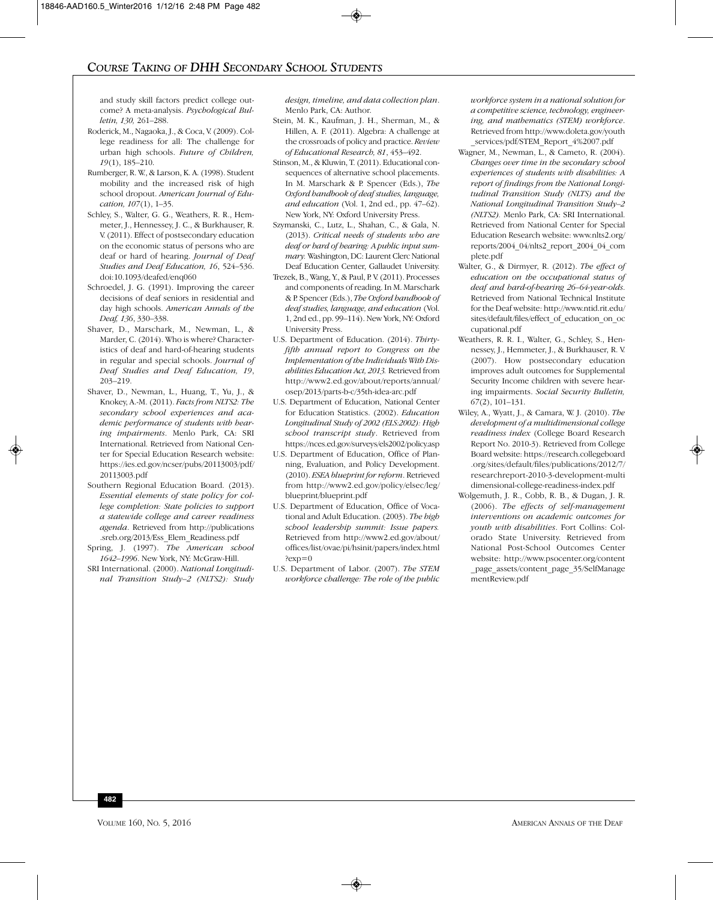and study skill factors predict college outcome? A meta-analysis. *Psychological Bulletin, 130,* 261–288.

Roderick, M., Nagaoka, J., & Coca, V. (2009). College readiness for all: The challenge for urban high schools. *Future of Children, 19*(1), 185–210.

Rumberger, R. W., & Larson, K. A. (1998). Student mobility and the increased risk of high school dropout. *American Journal of Education, 107*(1), 1–35.

Schley, S., Walter, G. G., Weathers, R. R., Hemmeter, J., Hennessey, J. C., & Burkhauser, R. V. (2011). Effect of postsecondary education on the economic status of persons who are deaf or hard of hearing. *Journal of Deaf Studies and Deaf Education, 16*, 524–536. doi:10.1093/deafed/enq060

Schroedel, J. G. (1991). Improving the career decisions of deaf seniors in residential and day high schools. *American Annals of the Deaf, 136*, 330–338.

Shaver, D., Marschark, M., Newman, L., & Marder, C. (2014). Who is where? Characteristics of deaf and hard-of-hearing students in regular and special schools. *Journal of Deaf Studies and Deaf Education, 19*, 203–219.

Shaver, D., Newman, L., Huang, T., Yu, J., & Knokey, A.-M. (2011). *Facts from NLTS2: The secondary school experiences and academic performance of students with hearing impairments*. Menlo Park, CA: SRI International. Retrieved from National Center for Special Education Research website: https://ies.ed.gov/ncser/pubs/20113003/pdf/20113003.pdf

Southern Regional Education Board. (2013). *Essential elements of state policy for college completion: State policies to support a statewide college and career readiness agenda*. Retrieved from http://publications.sreb.org/2013/Ess_Elem_Readiness.pdf

Spring, J. (1997). *The American school 1642–1996*. New York, NY: McGraw-Hill.

SRI International. (2000). *National Longitudinal Transition Study–2 (NLTS2): Study design, timeline, and data collection plan*. Menlo Park, CA: Author.

Stein, M. K., Kaufman, J. H., Sherman, M., & Hillen, A. F. (2011). Algebra: A challenge at the crossroads of policy and practice. *Review of Educational Research, 81*, 453–492.

Stinson, M., & Kluwin, T. (2011). Educational consequences of alternative school placements. In M. Marschark & P. Spencer (Eds.), *The Oxford handbook of deaf studies, language, and education* (Vol. 1, 2nd ed., pp. 47–62). New York, NY: Oxford University Press.

Szymanski, C., Lutz, L., Shahan, C., & Gala, N. (2013). *Critical needs of students who are deaf or hard of hearing: A public input summary.* Washington, DC: Laurent Clerc National Deaf Education Center, Gallaudet University.

Trezek, B., Wang, Y., & Paul, P. V. (2011). Processes and components of reading. In M. Marschark & P. Spencer (Eds.), *The Oxford handbook of deaf studies, language, and education* (Vol. 1, 2nd ed., pp. 99–114). New York, NY: Oxford University Press.

U.S. Department of Education. (2014). *Thirty-fifth annual report to Congress on the Implementation of the Individuals With Disabilities Education Act, 2013.* Retrieved from http://www2.ed.gov/about/reports/annual/osep/2013/parts-b-c/35th-idea-arc.pdf

U.S. Department of Education, National Center for Education Statistics. (2002). *Education Longitudinal Study of 2002 (ELS:2002): High school transcript study*. Retrieved from https://nces.ed.gov/surveys/els2002/policy.asp

U.S. Department of Education, Office of Planning, Evaluation, and Policy Development. (2010). *ESEA blueprint for reform*. Retrieved from http://www2.ed.gov/policy/elsec/leg/blueprint/blueprint.pdf

U.S. Department of Education, Office of Vocational and Adult Education. (2003). *The high school leadership summit: Issue papers.* Retrieved from http://www2.ed.gov/about/offices/list/ovae/pi/hsinit/papers/index.html?exp=0

U.S. Department of Labor. (2007). *The STEM workforce challenge: The role of the public workforce system in a national solution for a competitive science, technology, engineering, and mathematics (STEM) workforce*. Retrieved from http://www.doleta.gov/youth_services/pdf/STEM_Report_4%2007.pdf

Wagner, M., Newman, L., & Cameto, R. (2004). *Changes over time in the secondary school experiences of students with disabilities: A report of findings from the National Longitudinal Transition Study (NLTS) and the National Longitudinal Transition Study–2 (NLTS2).* Menlo Park, CA: SRI International. Retrieved from National Center for Special Education Research website: www.nlts2.org/reports/2004_04/nlts2_report_2004_04_complete.pdf

Walter, G., & Dirmyer, R. (2012). *The effect of education on the occupational status of deaf and hard-of-hearing 26–64-year-olds.* Retrieved from National Technical Institute for the Deaf website: http://www.ntid.rit.edu/sites/default/files/effect_of_education_on_occupational.pdf

Weathers, R. R. I., Walter, G., Schley, S., Hennessey, J., Hemmeter, J., & Burkhauser, R. V. (2007). How postsecondary education improves adult outcomes for Supplemental Security Income children with severe hearing impairments. *Social Security Bulletin, 67*(2), 101–131.

Wiley, A., Wyatt, J., & Camara, W. J. (2010). *The development of a multidimensional college readiness index* (College Board Research Report No. 2010-3). Retrieved from College Board website: https://research.collegeboard.org/sites/default/files/publications/2012/7/researchreport-2010-3-development-multidimensional-college-readiness-index.pdf

Wolgemuth, J. R., Cobb, R. B., & Dugan, J. R. (2006). *The effects of self-management interventions on academic outcomes for youth with disabilities*. Fort Collins: Colorado State University. Retrieved from National Post-School Outcomes Center website: http://www.psocenter.org/content_page_assets/content_page_35/SelfManagementReview.pdf